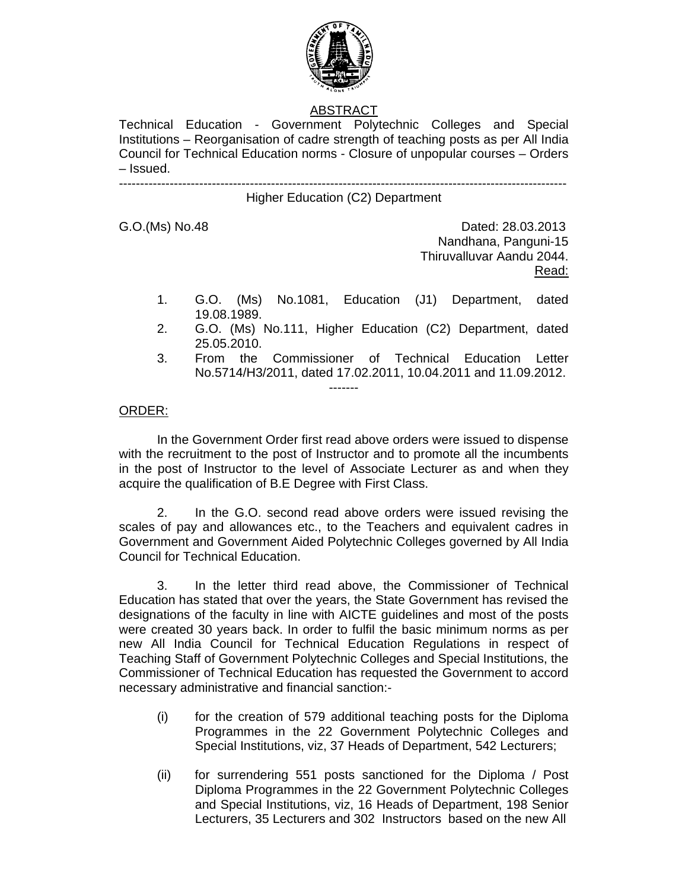## ABSTRACT

Technical Education - Government Polytechnic Colleges and Special Institutions – Reorganisation of cadre strength of teaching posts as per All India Council for Technical Education norms - Closure of unpopular courses – Orders – Issued.

---

Higher Education (C2) Department

G.O.(Ms) No.48 Dated: 28.03.2013
Nandhana, Panguni-15
Thiruvalluvar Aandu 2044.

Read:

1. G.O. (Ms) No.1081, Education (J1) Department, dated 19.08.1989.
2. G.O. (Ms) No.111, Higher Education (C2) Department, dated 25.05.2010.
3. From the Commissioner of Technical Education Letter No.5714/H3/2011, dated 17.02.2011, 10.04.2011 and 11.09.2012.

-------

ORDER:

In the Government Order first read above orders were issued to dispense with the recruitment to the post of Instructor and to promote all the incumbents in the post of Instructor to the level of Associate Lecturer as and when they acquire the qualification of B.E Degree with First Class.

2. In the G.O. second read above orders were issued revising the scales of pay and allowances etc., to the Teachers and equivalent cadres in Government and Government Aided Polytechnic Colleges governed by All India Council for Technical Education.

3. In the letter third read above, the Commissioner of Technical Education has stated that over the years, the State Government has revised the designations of the faculty in line with AICTE guidelines and most of the posts were created 30 years back. In order to fulfil the basic minimum norms as per new All India Council for Technical Education Regulations in respect of Teaching Staff of Government Polytechnic Colleges and Special Institutions, the Commissioner of Technical Education has requested the Government to accord necessary administrative and financial sanction:-

(i) for the creation of 579 additional teaching posts for the Diploma Programmes in the 22 Government Polytechnic Colleges and Special Institutions, viz, 37 Heads of Department, 542 Lecturers;

(ii) for surrendering 551 posts sanctioned for the Diploma / Post Diploma Programmes in the 22 Government Polytechnic Colleges and Special Institutions, viz, 16 Heads of Department, 198 Senior Lecturers, 35 Lecturers and 302 Instructors based on the new All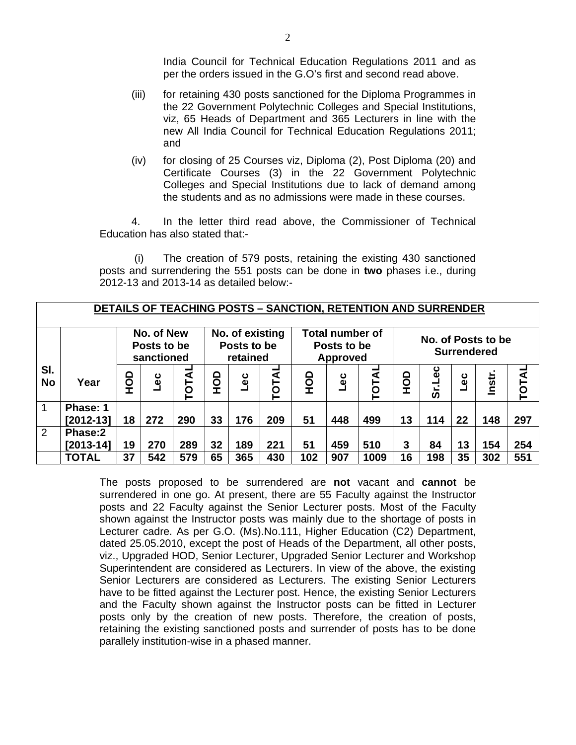India Council for Technical Education Regulations 2011 and as per the orders issued in the G.O's first and second read above.

(iii) for retaining 430 posts sanctioned for the Diploma Programmes in the 22 Government Polytechnic Colleges and Special Institutions, viz, 65 Heads of Department and 365 Lecturers in line with the new All India Council for Technical Education Regulations 2011; and

(iv) for closing of 25 Courses viz, Diploma (2), Post Diploma (20) and Certificate Courses (3) in the 22 Government Polytechnic Colleges and Special Institutions due to lack of demand among the students and as no admissions were made in these courses.

4. In the letter third read above, the Commissioner of Technical Education has also stated that:-

(i) The creation of 579 posts, retaining the existing 430 sanctioned posts and surrendering the 551 posts can be done in **two** phases i.e., during 2012-13 and 2013-14 as detailed below:-

**DETAILS OF TEACHING POSTS – SANCTION, RETENTION AND SURRENDER**

| Sl. No | Year | No. of New Posts to be sanctioned | | | No. of existing Posts to be retained | | | Total number of Posts to be Approved | | | No. of Posts to be Surrendered | | | | |
|---|---|---|---|---|---|---|---|---|---|---|---|---|---|---|---|
| | | HOD | Lec | TOTAL | HOD | Lec | TOTAL | HOD | Lec | TOTAL | HOD | Sr.Lec | Lec | Instr. | TOTAL |
| 1 | **Phase: 1 [2012-13]** | **18** | **272** | **290** | **33** | **176** | **209** | **51** | **448** | **499** | **13** | **114** | **22** | **148** | **297** |
| 2 | **Phase:2 [2013-14]** | **19** | **270** | **289** | **32** | **189** | **221** | **51** | **459** | **510** | **3** | **84** | **13** | **154** | **254** |
| | **TOTAL** | **37** | **542** | **579** | **65** | **365** | **430** | **102** | **907** | **1009** | **16** | **198** | **35** | **302** | **551** |

The posts proposed to be surrendered are **not** vacant and **cannot** be surrendered in one go. At present, there are 55 Faculty against the Instructor posts and 22 Faculty against the Senior Lecturer posts. Most of the Faculty shown against the Instructor posts was mainly due to the shortage of posts in Lecturer cadre. As per G.O. (Ms).No.111, Higher Education (C2) Department, dated 25.05.2010, except the post of Heads of the Department, all other posts, viz., Upgraded HOD, Senior Lecturer, Upgraded Senior Lecturer and Workshop Superintendent are considered as Lecturers. In view of the above, the existing Senior Lecturers are considered as Lecturers. The existing Senior Lecturers have to be fitted against the Lecturer post. Hence, the existing Senior Lecturers and the Faculty shown against the Instructor posts can be fitted in Lecturer posts only by the creation of new posts. Therefore, the creation of posts, retaining the existing sanctioned posts and surrender of posts has to be done parallely institution-wise in a phased manner.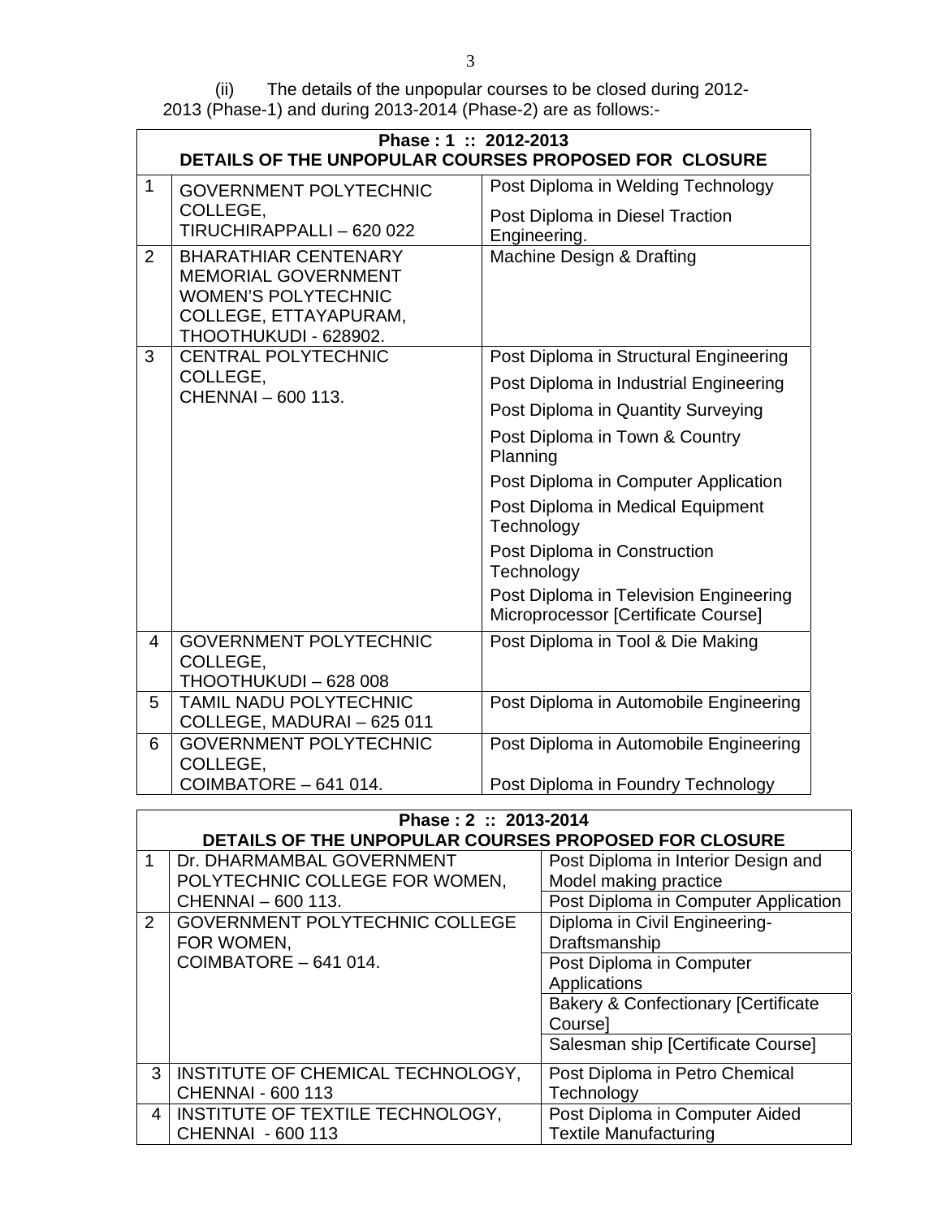(ii) The details of the unpopular courses to be closed during 2012-2013 (Phase-1) and during 2013-2014 (Phase-2) are as follows:-

| **Phase : 1 :: 2012-2013<br>DETAILS OF THE UNPOPULAR COURSES PROPOSED FOR CLOSURE** | | |
|---|---|---|
| 1 | GOVERNMENT POLYTECHNIC COLLEGE, TIRUCHIRAPPALLI – 620 022 | Post Diploma in Welding Technology<br>Post Diploma in Diesel Traction Engineering. |
| 2 | BHARATHIAR CENTENARY MEMORIAL GOVERNMENT WOMEN'S POLYTECHNIC COLLEGE, ETTAYAPURAM, THOOTHUKUDI - 628902. | Machine Design & Drafting |
| 3 | CENTRAL POLYTECHNIC COLLEGE, CHENNAI – 600 113. | Post Diploma in Structural Engineering<br>Post Diploma in Industrial Engineering<br>Post Diploma in Quantity Surveying<br>Post Diploma in Town & Country Planning<br>Post Diploma in Computer Application<br>Post Diploma in Medical Equipment Technology<br>Post Diploma in Construction Technology<br>Post Diploma in Television Engineering Microprocessor [Certificate Course] |
| 4 | GOVERNMENT POLYTECHNIC COLLEGE, THOOTHUKUDI – 628 008 | Post Diploma in Tool & Die Making |
| 5 | TAMIL NADU POLYTECHNIC COLLEGE, MADURAI – 625 011 | Post Diploma in Automobile Engineering |
| 6 | GOVERNMENT POLYTECHNIC COLLEGE, COIMBATORE – 641 014. | Post Diploma in Automobile Engineering<br>Post Diploma in Foundry Technology |

| **Phase : 2 :: 2013-2014<br>DETAILS OF THE UNPOPULAR COURSES PROPOSED FOR CLOSURE** | | |
|---|---|---|
| 1 | Dr. DHARMAMBAL GOVERNMENT POLYTECHNIC COLLEGE FOR WOMEN, CHENNAI – 600 113. | Post Diploma in Interior Design and Model making practice |
| | | Post Diploma in Computer Application |
| 2 | GOVERNMENT POLYTECHNIC COLLEGE FOR WOMEN, COIMBATORE – 641 014. | Diploma in Civil Engineering-Draftsmanship |
| | | Post Diploma in Computer Applications |
| | | Bakery & Confectionary [Certificate Course] |
| | | Salesman ship [Certificate Course] |
| 3 | INSTITUTE OF CHEMICAL TECHNOLOGY, CHENNAI - 600 113 | Post Diploma in Petro Chemical Technology |
| 4 | INSTITUTE OF TEXTILE TECHNOLOGY, CHENNAI - 600 113 | Post Diploma in Computer Aided Textile Manufacturing |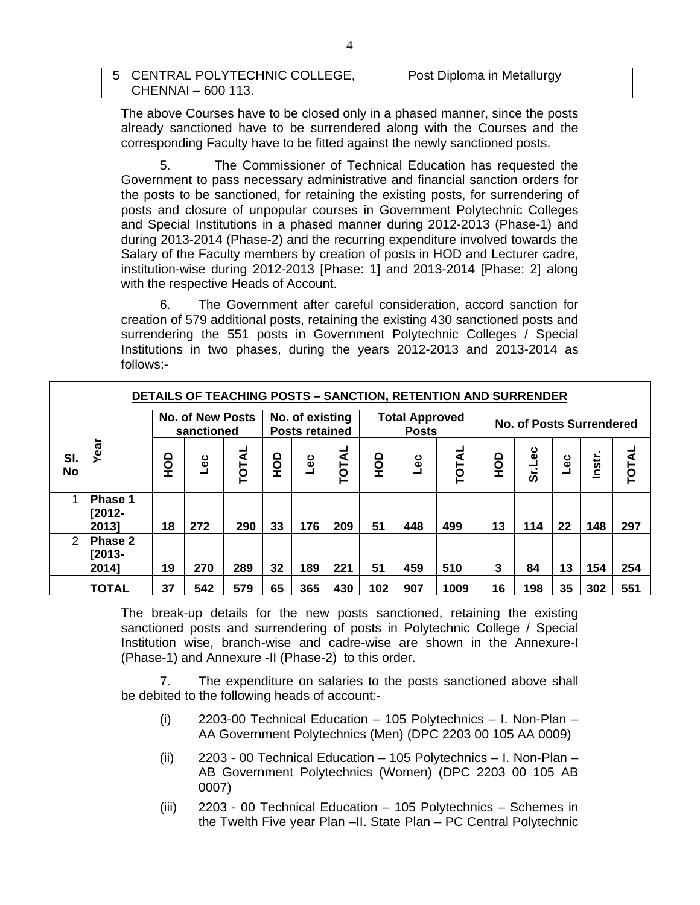| 5 | CENTRAL POLYTECHNIC COLLEGE, CHENNAI – 600 113. | Post Diploma in Metallurgy |
|---|---|---|

The above Courses have to be closed only in a phased manner, since the posts already sanctioned have to be surrendered along with the Courses and the corresponding Faculty have to be fitted against the newly sanctioned posts.

5. The Commissioner of Technical Education has requested the Government to pass necessary administrative and financial sanction orders for the posts to be sanctioned, for retaining the existing posts, for surrendering of posts and closure of unpopular courses in Government Polytechnic Colleges and Special Institutions in a phased manner during 2012-2013 (Phase-1) and during 2013-2014 (Phase-2) and the recurring expenditure involved towards the Salary of the Faculty members by creation of posts in HOD and Lecturer cadre, institution-wise during 2012-2013 [Phase: 1] and 2013-2014 [Phase: 2] along with the respective Heads of Account.

6. The Government after careful consideration, accord sanction for creation of 579 additional posts, retaining the existing 430 sanctioned posts and surrendering the 551 posts in Government Polytechnic Colleges / Special Institutions in two phases, during the years 2012-2013 and 2013-2014 as follows:-

**DETAILS OF TEACHING POSTS – SANCTION, RETENTION AND SURRENDER**

| Sl. No | Year | No. of New Posts sanctioned | | | No. of existing Posts retained | | | Total Approved Posts | | | No. of Posts Surrendered | | | | |
|---|---|---|---|---|---|---|---|---|---|---|---|---|---|---|---|
| | | HOD | Lec | TOTAL | HOD | Lec | TOTAL | HOD | Lec | TOTAL | HOD | Sr.Lec | Lec | Instr. | TOTAL |
| 1 | Phase 1 [2012-2013] | 18 | 272 | 290 | 33 | 176 | 209 | 51 | 448 | 499 | 13 | 114 | 22 | 148 | 297 |
| 2 | Phase 2 [2013-2014] | 19 | 270 | 289 | 32 | 189 | 221 | 51 | 459 | 510 | 3 | 84 | 13 | 154 | 254 |
| | TOTAL | 37 | 542 | 579 | 65 | 365 | 430 | 102 | 907 | 1009 | 16 | 198 | 35 | 302 | 551 |

The break-up details for the new posts sanctioned, retaining the existing sanctioned posts and surrendering of posts in Polytechnic College / Special Institution wise, branch-wise and cadre-wise are shown in the Annexure-I (Phase-1) and Annexure -II (Phase-2) to this order.

7. The expenditure on salaries to the posts sanctioned above shall be debited to the following heads of account:-

(i) 2203-00 Technical Education – 105 Polytechnics – I. Non-Plan – AA Government Polytechnics (Men) (DPC 2203 00 105 AA 0009)

(ii) 2203 - 00 Technical Education – 105 Polytechnics – I. Non-Plan – AB Government Polytechnics (Women) (DPC 2203 00 105 AB 0007)

(iii) 2203 - 00 Technical Education – 105 Polytechnics – Schemes in the Twelth Five year Plan –II. State Plan – PC Central Polytechnic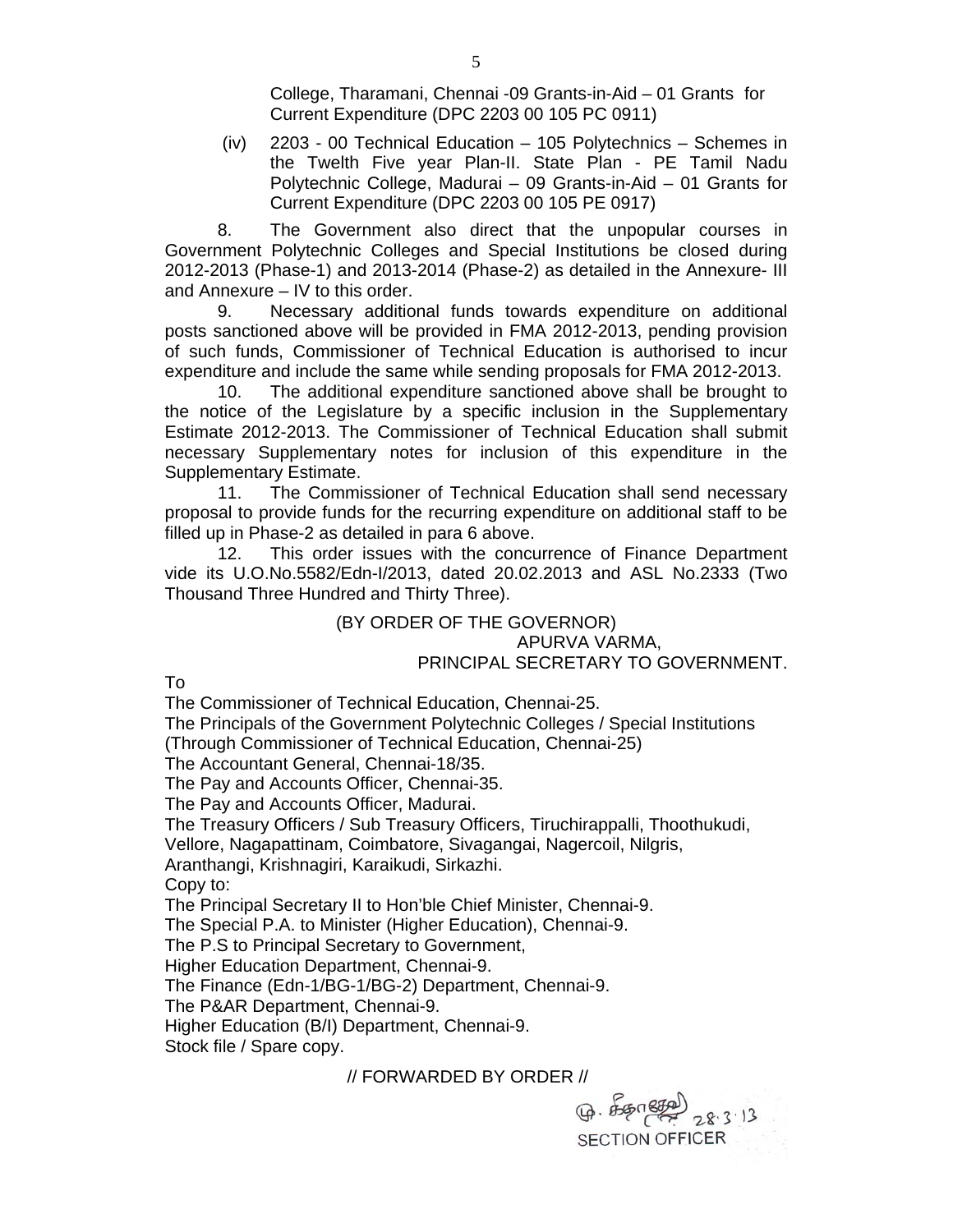College, Tharamani, Chennai -09 Grants-in-Aid – 01 Grants for Current Expenditure (DPC 2203 00 105 PC 0911)

(iv) 2203 - 00 Technical Education – 105 Polytechnics – Schemes in the Twelth Five year Plan-II. State Plan - PE Tamil Nadu Polytechnic College, Madurai – 09 Grants-in-Aid – 01 Grants for Current Expenditure (DPC 2203 00 105 PE 0917)

8. The Government also direct that the unpopular courses in Government Polytechnic Colleges and Special Institutions be closed during 2012-2013 (Phase-1) and 2013-2014 (Phase-2) as detailed in the Annexure- III and Annexure – IV to this order.

9. Necessary additional funds towards expenditure on additional posts sanctioned above will be provided in FMA 2012-2013, pending provision of such funds, Commissioner of Technical Education is authorised to incur expenditure and include the same while sending proposals for FMA 2012-2013.

10. The additional expenditure sanctioned above shall be brought to the notice of the Legislature by a specific inclusion in the Supplementary Estimate 2012-2013. The Commissioner of Technical Education shall submit necessary Supplementary notes for inclusion of this expenditure in the Supplementary Estimate.

11. The Commissioner of Technical Education shall send necessary proposal to provide funds for the recurring expenditure on additional staff to be filled up in Phase-2 as detailed in para 6 above.

12. This order issues with the concurrence of Finance Department vide its U.O.No.5582/Edn-I/2013, dated 20.02.2013 and ASL No.2333 (Two Thousand Three Hundred and Thirty Three).

(BY ORDER OF THE GOVERNOR)

APURVA VARMA,

PRINCIPAL SECRETARY TO GOVERNMENT.

To

The Commissioner of Technical Education, Chennai-25.
The Principals of the Government Polytechnic Colleges / Special Institutions (Through Commissioner of Technical Education, Chennai-25)
The Accountant General, Chennai-18/35.
The Pay and Accounts Officer, Chennai-35.
The Pay and Accounts Officer, Madurai.
The Treasury Officers / Sub Treasury Officers, Tiruchirappalli, Thoothukudi, Vellore, Nagapattinam, Coimbatore, Sivagangai, Nagercoil, Nilgris, Aranthangi, Krishnagiri, Karaikudi, Sirkazhi.

Copy to:

The Principal Secretary II to Hon'ble Chief Minister, Chennai-9.
The Special P.A. to Minister (Higher Education), Chennai-9.
The P.S to Principal Secretary to Government, Higher Education Department, Chennai-9.
The Finance (Edn-1/BG-1/BG-2) Department, Chennai-9.
The P&AR Department, Chennai-9.
Higher Education (B/I) Department, Chennai-9.
Stock file / Spare copy.

// FORWARDED BY ORDER //

28.3.13

SECTION OFFICER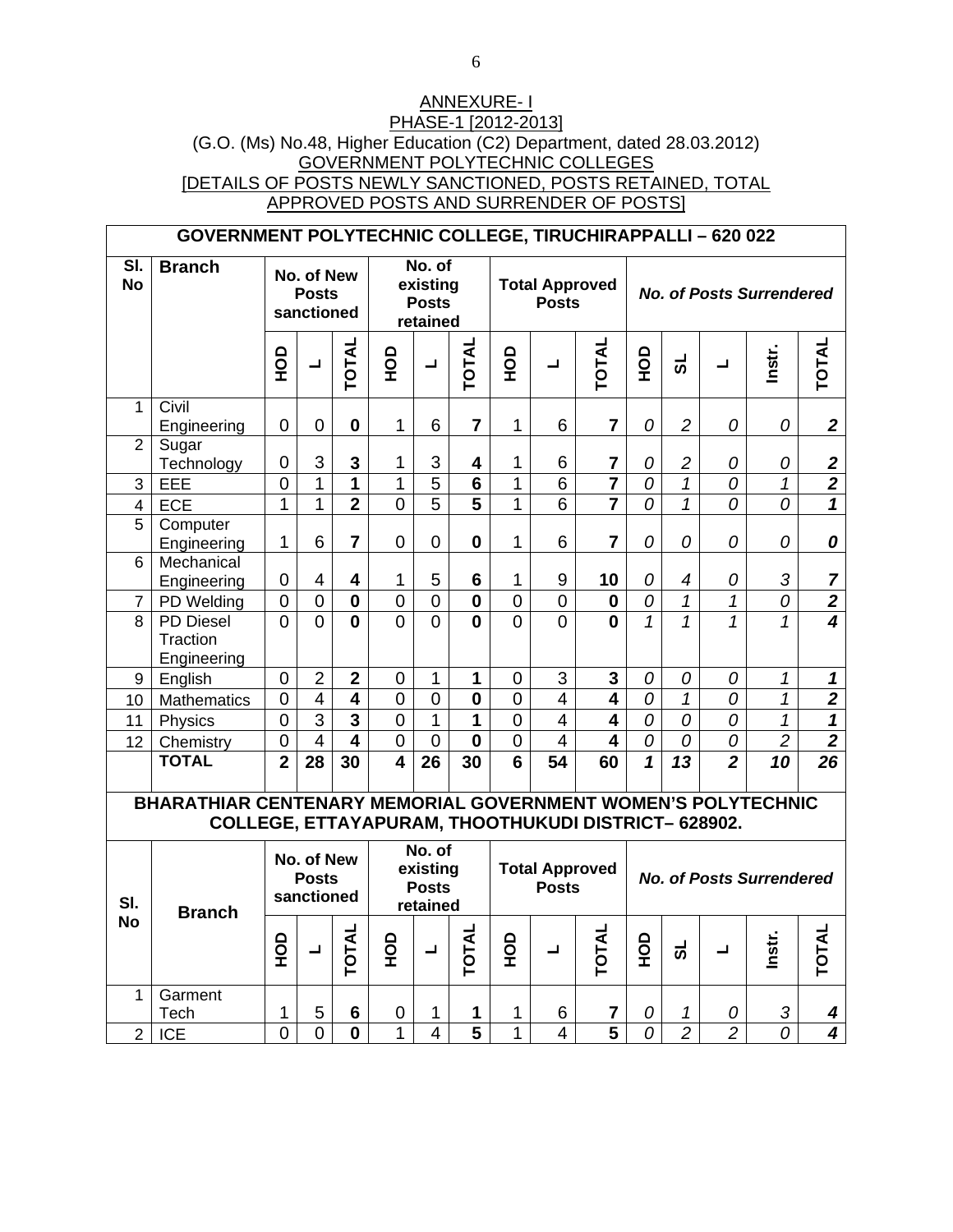ANNEXURE- I

PHASE-1 [2012-2013]

(G.O. (Ms) No.48, Higher Education (C2) Department, dated 28.03.2012)

GOVERNMENT POLYTECHNIC COLLEGES

[DETAILS OF POSTS NEWLY SANCTIONED, POSTS RETAINED, TOTAL APPROVED POSTS AND SURRENDER OF POSTS]

**GOVERNMENT POLYTECHNIC COLLEGE, TIRUCHIRAPPALLI – 620 022**

| Sl. No | Branch | No. of New Posts sanctioned | | | No. of existing Posts retained | | | Total Approved Posts | | | *No. of Posts Surrendered* | | | | |
|---|---|---|---|---|---|---|---|---|---|---|---|---|---|---|---|
| | | HOD | L | TOTAL | HOD | L | TOTAL | HOD | L | TOTAL | HOD | SL | L | Instr. | TOTAL |
| 1 | Civil Engineering | 0 | 0 | **0** | 1 | 6 | **7** | 1 | 6 | **7** | *0* | *2* | *0* | *0* | ***2*** |
| 2 | Sugar Technology | 0 | 3 | **3** | 1 | 3 | **4** | 1 | 6 | **7** | *0* | *2* | *0* | *0* | ***2*** |
| 3 | EEE | 0 | 1 | **1** | 1 | 5 | **6** | 1 | 6 | **7** | *0* | *1* | *0* | *1* | ***2*** |
| 4 | ECE | 1 | 1 | **2** | 0 | 5 | **5** | 1 | 6 | **7** | *0* | *1* | *0* | *0* | ***1*** |
| 5 | Computer Engineering | 1 | 6 | **7** | 0 | 0 | **0** | 1 | 6 | **7** | *0* | *0* | *0* | *0* | ***0*** |
| 6 | Mechanical Engineering | 0 | 4 | **4** | 1 | 5 | **6** | 1 | 9 | **10** | *0* | *4* | *0* | *3* | ***7*** |
| 7 | PD Welding | 0 | 0 | **0** | 0 | 0 | **0** | 0 | 0 | **0** | *0* | *1* | *1* | *0* | ***2*** |
| 8 | PD Diesel Traction Engineering | 0 | 0 | **0** | 0 | 0 | **0** | 0 | 0 | **0** | *1* | *1* | *1* | *1* | ***4*** |
| 9 | English | 0 | 2 | **2** | 0 | 1 | **1** | 0 | 3 | **3** | *0* | *0* | *0* | *1* | ***1*** |
| 10 | Mathematics | 0 | 4 | **4** | 0 | 0 | **0** | 0 | 4 | **4** | *0* | *1* | *0* | *1* | ***2*** |
| 11 | Physics | 0 | 3 | **3** | 0 | 1 | **1** | 0 | 4 | **4** | *0* | *0* | *0* | *1* | ***1*** |
| 12 | Chemistry | 0 | 4 | **4** | 0 | 0 | **0** | 0 | 4 | **4** | *0* | *0* | *0* | *2* | ***2*** |
| | **TOTAL** | **2** | **28** | **30** | **4** | **26** | **30** | **6** | **54** | **60** | ***1*** | ***13*** | ***2*** | ***10*** | ***26*** |

**BHARATHIAR CENTENARY MEMORIAL GOVERNMENT WOMEN'S POLYTECHNIC COLLEGE, ETTAYAPURAM, THOOTHUKUDI DISTRICT– 628902.**

| Sl. No | Branch | No. of New Posts sanctioned | | | No. of existing Posts retained | | | Total Approved Posts | | | *No. of Posts Surrendered* | | | | |
|---|---|---|---|---|---|---|---|---|---|---|---|---|---|---|---|
| | | HOD | L | TOTAL | HOD | L | TOTAL | HOD | L | TOTAL | HOD | SL | L | Instr. | TOTAL |
| 1 | Garment Tech | 1 | 5 | **6** | 0 | 1 | **1** | 1 | 6 | **7** | *0* | *1* | *0* | *3* | ***4*** |
| 2 | ICE | 0 | 0 | **0** | 1 | 4 | **5** | 1 | 4 | **5** | *0* | *2* | *2* | *0* | ***4*** |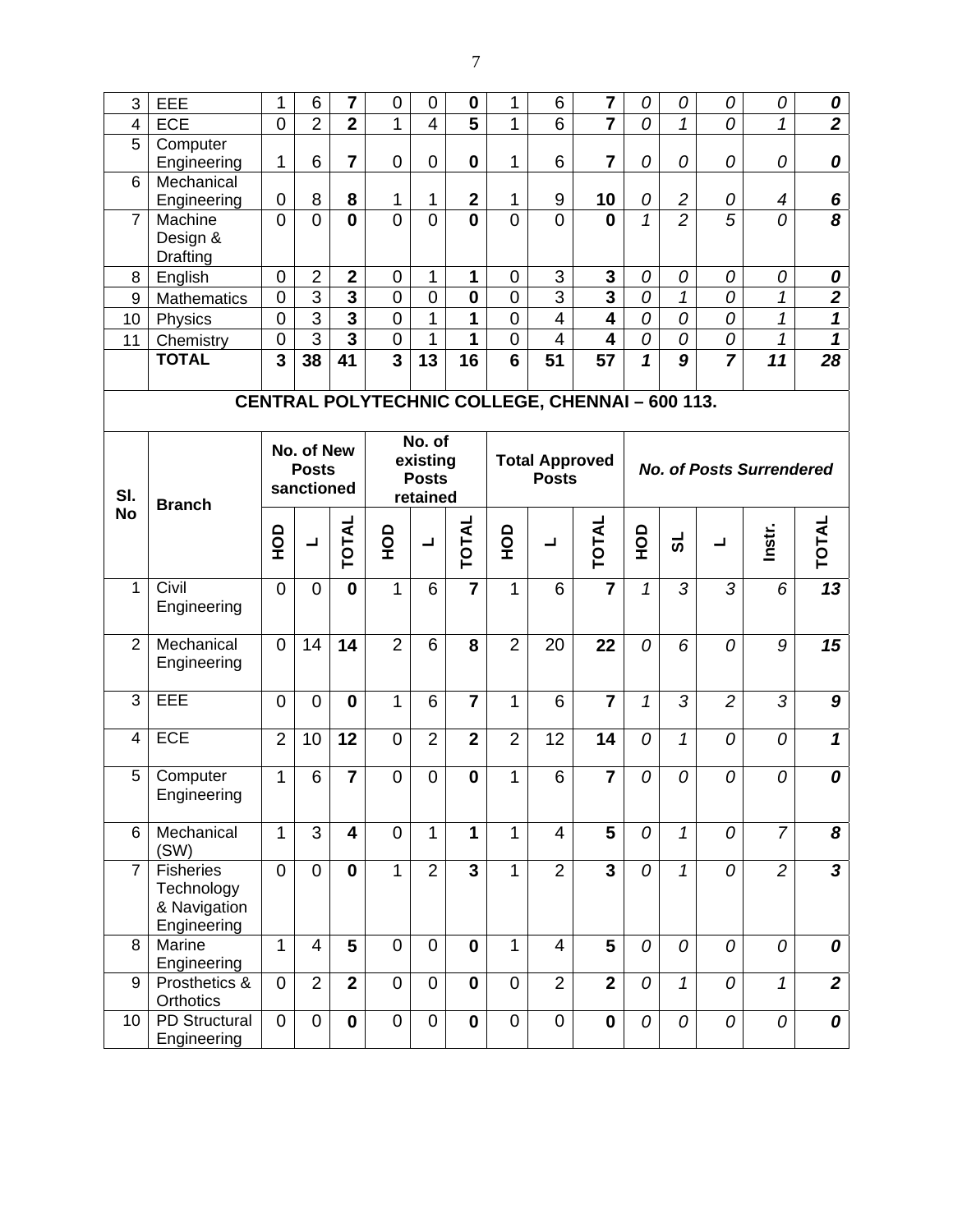| 3 | EEE | 1 | 6 | **7** | 0 | 0 | **0** | 1 | 6 | **7** | *0* | *0* | *0* | *0* | ***0*** |
|---|---|---|---|---|---|---|---|---|---|---|---|---|---|---|---|
| 4 | ECE | 0 | 2 | **2** | 1 | 4 | **5** | 1 | 6 | **7** | *0* | *1* | *0* | *1* | ***2*** |
| 5 | Computer Engineering | 1 | 6 | **7** | 0 | 0 | **0** | 1 | 6 | **7** | *0* | *0* | *0* | *0* | ***0*** |
| 6 | Mechanical Engineering | 0 | 8 | **8** | 1 | 1 | **2** | 1 | 9 | **10** | *0* | *2* | *0* | *4* | ***6*** |
| 7 | Machine Design & Drafting | 0 | 0 | **0** | 0 | 0 | **0** | 0 | 0 | **0** | *1* | *2* | *5* | *0* | ***8*** |
| 8 | English | 0 | 2 | **2** | 0 | 1 | **1** | 0 | 3 | **3** | *0* | *0* | *0* | *0* | ***0*** |
| 9 | Mathematics | 0 | 3 | **3** | 0 | 0 | **0** | 0 | 3 | **3** | *0* | *1* | *0* | *1* | ***2*** |
| 10 | Physics | 0 | 3 | **3** | 0 | 1 | **1** | 0 | 4 | **4** | *0* | *0* | *0* | *1* | ***1*** |
| 11 | Chemistry | 0 | 3 | **3** | 0 | 1 | **1** | 0 | 4 | **4** | *0* | *0* | *0* | *1* | ***1*** |
| | **TOTAL** | **3** | **38** | **41** | **3** | **13** | **16** | **6** | **51** | **57** | ***1*** | ***9*** | ***7*** | ***11*** | ***28*** |

## CENTRAL POLYTECHNIC COLLEGE, CHENNAI – 600 113.

| Sl. No | Branch | No. of New Posts sanctioned | | | No. of existing Posts retained | | | Total Approved Posts | | | *No. of Posts Surrendered* | | | | |
|---|---|---|---|---|---|---|---|---|---|---|---|---|---|---|---|
| | | HOD | L | TOTAL | HOD | L | TOTAL | HOD | L | TOTAL | HOD | SL | L | Instr. | TOTAL |
| 1 | Civil Engineering | 0 | 0 | **0** | 1 | 6 | **7** | 1 | 6 | **7** | *1* | *3* | *3* | *6* | ***13*** |
| 2 | Mechanical Engineering | 0 | 14 | **14** | 2 | 6 | **8** | 2 | 20 | **22** | *0* | *6* | *0* | *9* | ***15*** |
| 3 | EEE | 0 | 0 | **0** | 1 | 6 | **7** | 1 | 6 | **7** | *1* | *3* | *2* | *3* | ***9*** |
| 4 | ECE | 2 | 10 | **12** | 0 | 2 | **2** | 2 | 12 | **14** | *0* | *1* | *0* | *0* | ***1*** |
| 5 | Computer Engineering | 1 | 6 | **7** | 0 | 0 | **0** | 1 | 6 | **7** | *0* | *0* | *0* | *0* | ***0*** |
| 6 | Mechanical (SW) | 1 | 3 | **4** | 0 | 1 | **1** | 1 | 4 | **5** | *0* | *1* | *0* | *7* | ***8*** |
| 7 | Fisheries Technology & Navigation Engineering | 0 | 0 | **0** | 1 | 2 | **3** | 1 | 2 | **3** | *0* | *1* | *0* | *2* | ***3*** |
| 8 | Marine Engineering | 1 | 4 | **5** | 0 | 0 | **0** | 1 | 4 | **5** | *0* | *0* | *0* | *0* | ***0*** |
| 9 | Prosthetics & Orthotics | 0 | 2 | **2** | 0 | 0 | **0** | 0 | 2 | **2** | *0* | *1* | *0* | *1* | ***2*** |
| 10 | PD Structural Engineering | 0 | 0 | **0** | 0 | 0 | **0** | 0 | 0 | **0** | *0* | *0* | *0* | *0* | ***0*** |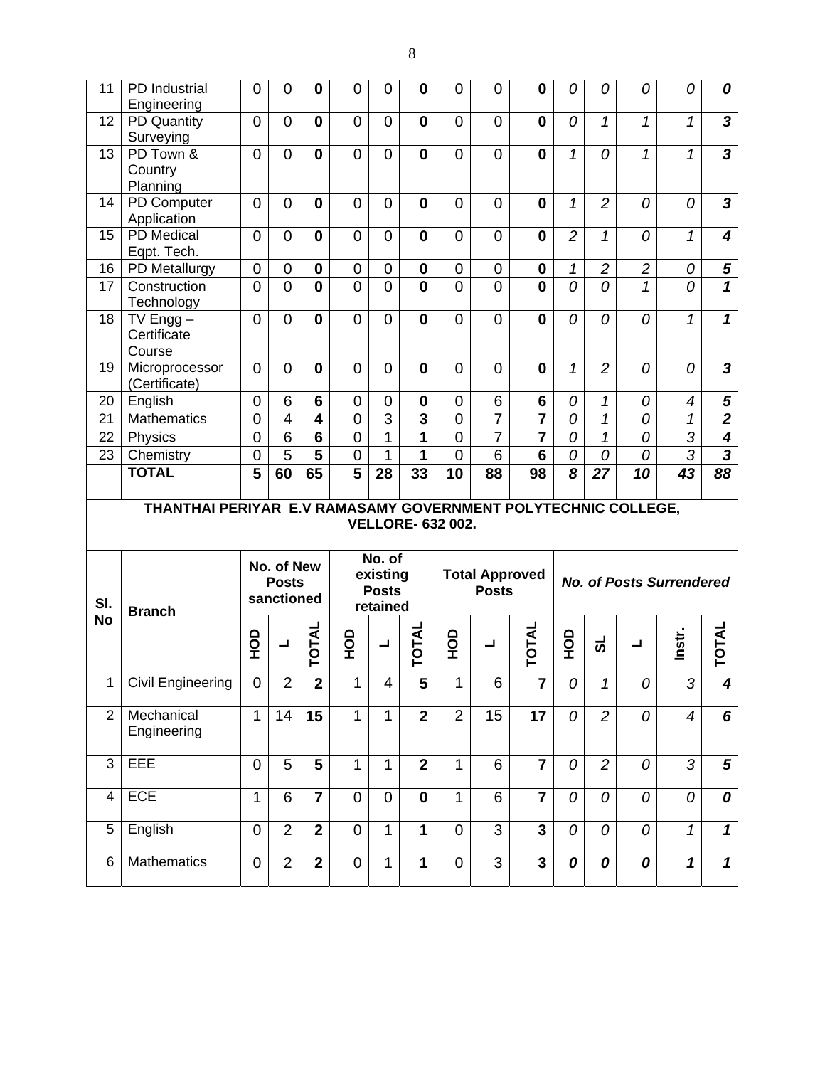| 11 | PD Industrial Engineering | 0 | 0 | **0** | 0 | 0 | **0** | 0 | 0 | **0** | *0* | *0* | *0* | *0* | ***0*** |
|---|---|---|---|---|---|---|---|---|---|---|---|---|---|---|---|
| 12 | PD Quantity Surveying | 0 | 0 | **0** | 0 | 0 | **0** | 0 | 0 | **0** | *0* | *1* | *1* | *1* | ***3*** |
| 13 | PD Town & Country Planning | 0 | 0 | **0** | 0 | 0 | **0** | 0 | 0 | **0** | *1* | *0* | *1* | *1* | ***3*** |
| 14 | PD Computer Application | 0 | 0 | **0** | 0 | 0 | **0** | 0 | 0 | **0** | *1* | *2* | *0* | *0* | ***3*** |
| 15 | PD Medical Eqpt. Tech. | 0 | 0 | **0** | 0 | 0 | **0** | 0 | 0 | **0** | *2* | *1* | *0* | *1* | ***4*** |
| 16 | PD Metallurgy | 0 | 0 | **0** | 0 | 0 | **0** | 0 | 0 | **0** | *1* | *2* | *2* | *0* | ***5*** |
| 17 | Construction Technology | 0 | 0 | **0** | 0 | 0 | **0** | 0 | 0 | **0** | *0* | *0* | *1* | *0* | ***1*** |
| 18 | TV Engg – Certificate Course | 0 | 0 | **0** | 0 | 0 | **0** | 0 | 0 | **0** | *0* | *0* | *0* | *1* | ***1*** |
| 19 | Microprocessor (Certificate) | 0 | 0 | **0** | 0 | 0 | **0** | 0 | 0 | **0** | *1* | *2* | *0* | *0* | ***3*** |
| 20 | English | 0 | 6 | **6** | 0 | 0 | **0** | 0 | 6 | **6** | *0* | *1* | *0* | *4* | ***5*** |
| 21 | Mathematics | 0 | 4 | **4** | 0 | 3 | **3** | 0 | 7 | **7** | *0* | *1* | *0* | *1* | ***2*** |
| 22 | Physics | 0 | 6 | **6** | 0 | 1 | **1** | 0 | 7 | **7** | *0* | *1* | *0* | *3* | ***4*** |
| 23 | Chemistry | 0 | 5 | **5** | 0 | 1 | **1** | 0 | 6 | **6** | *0* | *0* | *0* | *3* | ***3*** |
| | **TOTAL** | **5** | **60** | **65** | **5** | **28** | **33** | **10** | **88** | **98** | ***8*** | ***27*** | ***10*** | ***43*** | ***88*** |

**THANTHAI PERIYAR E.V RAMASAMY GOVERNMENT POLYTECHNIC COLLEGE, VELLORE- 632 002.**

| Sl. No | Branch | No. of New Posts sanctioned | | | No. of existing Posts retained | | | Total Approved Posts | | | *No. of Posts Surrendered* | | | | |
|---|---|---|---|---|---|---|---|---|---|---|---|---|---|---|---|
| | | HOD | L | TOTAL | HOD | L | TOTAL | HOD | L | TOTAL | HOD | SL | L | Instr. | TOTAL |
| 1 | Civil Engineering | 0 | 2 | **2** | 1 | 4 | **5** | 1 | 6 | **7** | *0* | *1* | *0* | *3* | ***4*** |
| 2 | Mechanical Engineering | 1 | 14 | **15** | 1 | 1 | **2** | 2 | 15 | **17** | *0* | *2* | *0* | *4* | ***6*** |
| 3 | EEE | 0 | 5 | **5** | 1 | 1 | **2** | 1 | 6 | **7** | *0* | *2* | *0* | *3* | ***5*** |
| 4 | ECE | 1 | 6 | **7** | 0 | 0 | **0** | 1 | 6 | **7** | *0* | *0* | *0* | *0* | ***0*** |
| 5 | English | 0 | 2 | **2** | 0 | 1 | **1** | 0 | 3 | **3** | *0* | *0* | *0* | *1* | ***1*** |
| 6 | Mathematics | 0 | 2 | **2** | 0 | 1 | **1** | 0 | 3 | **3** | ***0*** | ***0*** | ***0*** | ***1*** | ***1*** |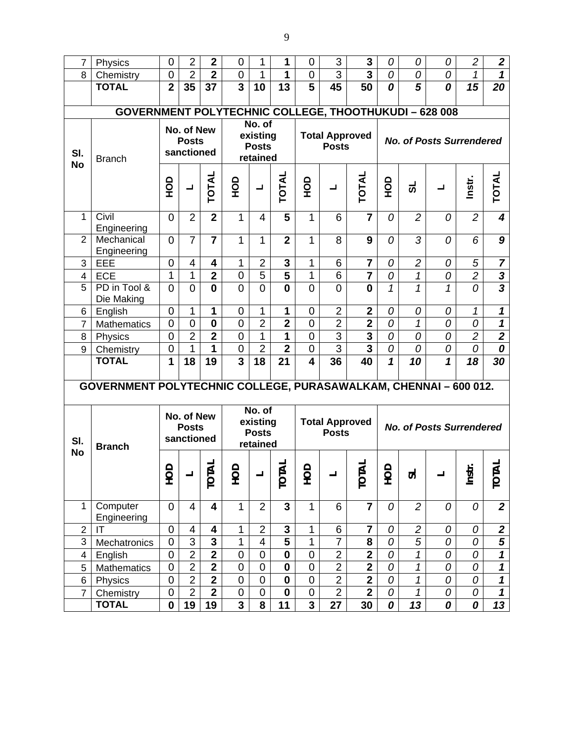| 7 | Physics | 0 | 2 | **2** | 0 | 1 | **1** | 0 | 3 | **3** | *0* | *0* | *0* | *2* | ***2*** |
|---|---|---|---|---|---|---|---|---|---|---|---|---|---|---|---|
| 8 | Chemistry | 0 | 2 | **2** | 0 | 1 | **1** | 0 | 3 | **3** | *0* | *0* | *0* | *1* | ***1*** |
| | **TOTAL** | **2** | **35** | **37** | **3** | **10** | **13** | **5** | **45** | **50** | ***0*** | ***5*** | ***0*** | ***15*** | ***20*** |

## GOVERNMENT POLYTECHNIC COLLEGE, THOOTHUKUDI – 628 008

| Sl. No | Branch | No. of New Posts sanctioned | | | No. of existing Posts retained | | | Total Approved Posts | | | *No. of Posts Surrendered* | | | | |
|---|---|---|---|---|---|---|---|---|---|---|---|---|---|---|---|
| | | HOD | L | TOTAL | HOD | L | TOTAL | HOD | L | TOTAL | HOD | SL | L | Instr. | TOTAL |
| 1 | Civil Engineering | 0 | 2 | **2** | 1 | 4 | **5** | 1 | 6 | **7** | *0* | *2* | *0* | *2* | ***4*** |
| 2 | Mechanical Engineering | 0 | 7 | **7** | 1 | 1 | **2** | 1 | 8 | **9** | *0* | *3* | *0* | *6* | ***9*** |
| 3 | EEE | 0 | 4 | **4** | 1 | 2 | **3** | 1 | 6 | **7** | *0* | *2* | *0* | *5* | ***7*** |
| 4 | ECE | 1 | 1 | **2** | 0 | 5 | **5** | 1 | 6 | **7** | *0* | *1* | *0* | *2* | ***3*** |
| 5 | PD in Tool & Die Making | 0 | 0 | **0** | 0 | 0 | **0** | 0 | 0 | **0** | *1* | *1* | *1* | *0* | ***3*** |
| 6 | English | 0 | 1 | **1** | 0 | 1 | **1** | 0 | 2 | **2** | *0* | *0* | *0* | *1* | ***1*** |
| 7 | Mathematics | 0 | 0 | **0** | 0 | 2 | **2** | 0 | 2 | **2** | *0* | *1* | *0* | *0* | ***1*** |
| 8 | Physics | 0 | 2 | **2** | 0 | 1 | **1** | 0 | 3 | **3** | *0* | *0* | *0* | *2* | ***2*** |
| 9 | Chemistry | 0 | 1 | **1** | 0 | 2 | **2** | 0 | 3 | **3** | *0* | *0* | *0* | *0* | ***0*** |
| | **TOTAL** | **1** | **18** | **19** | **3** | **18** | **21** | **4** | **36** | **40** | ***1*** | ***10*** | ***1*** | ***18*** | ***30*** |

## GOVERNMENT POLYTECHNIC COLLEGE, PURASAWALKAM, CHENNAI – 600 012.

| Sl. No | Branch | No. of New Posts sanctioned | | | No. of existing Posts retained | | | Total Approved Posts | | | *No. of Posts Surrendered* | | | | |
|---|---|---|---|---|---|---|---|---|---|---|---|---|---|---|---|
| | | HOD | L | TOTAL | HOD | L | TOTAL | HOD | L | TOTAL | HOD | SL | L | Instr. | TOTAL |
| 1 | Computer Engineering | 0 | 4 | **4** | 1 | 2 | **3** | 1 | 6 | **7** | *0* | *2* | *0* | *0* | ***2*** |
| 2 | IT | 0 | 4 | **4** | 1 | 2 | **3** | 1 | 6 | **7** | *0* | *2* | *0* | *0* | ***2*** |
| 3 | Mechatronics | 0 | 3 | **3** | 1 | 4 | **5** | 1 | 7 | **8** | *0* | *5* | *0* | *0* | ***5*** |
| 4 | English | 0 | 2 | **2** | 0 | 0 | **0** | 0 | 2 | **2** | *0* | *1* | *0* | *0* | ***1*** |
| 5 | Mathematics | 0 | 2 | **2** | 0 | 0 | **0** | 0 | 2 | **2** | *0* | *1* | *0* | *0* | ***1*** |
| 6 | Physics | 0 | 2 | **2** | 0 | 0 | **0** | 0 | 2 | **2** | *0* | *1* | *0* | *0* | ***1*** |
| 7 | Chemistry | 0 | 2 | **2** | 0 | 0 | **0** | 0 | 2 | **2** | *0* | *1* | *0* | *0* | ***1*** |
| | **TOTAL** | **0** | **19** | **19** | **3** | **8** | **11** | **3** | **27** | **30** | ***0*** | ***13*** | ***0*** | ***0*** | ***13*** |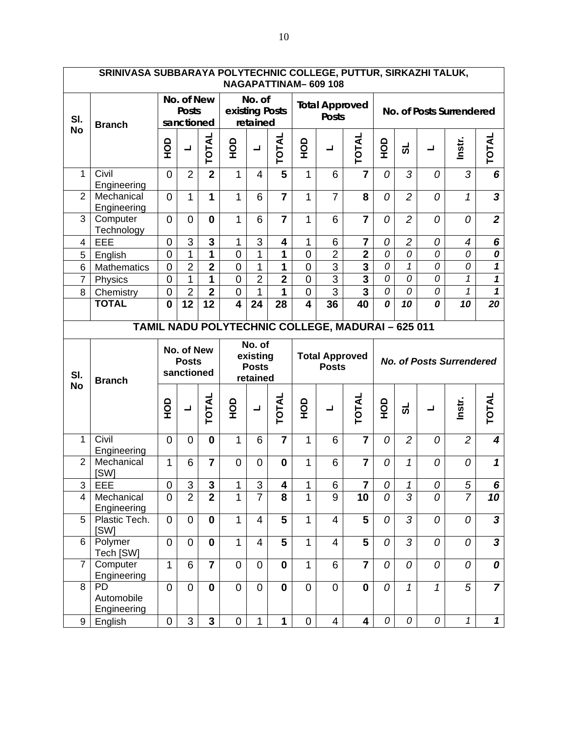**SRINIVASA SUBBARAYA POLYTECHNIC COLLEGE, PUTTUR, SIRKAZHI TALUK, NAGAPATTINAM– 609 108**

| Sl. No | Branch | No. of New Posts sanctioned | | | No. of existing Posts retained | | | Total Approved Posts | | | No. of Posts Surrendered | | | | |
|---|---|---|---|---|---|---|---|---|---|---|---|---|---|---|---|
| | | HOD | L | TOTAL | HOD | L | TOTAL | HOD | L | TOTAL | HOD | SL | L | Instr. | TOTAL |
| 1 | Civil Engineering | 0 | 2 | **2** | 1 | 4 | **5** | 1 | 6 | **7** | *0* | *3* | *0* | *3* | ***6*** |
| 2 | Mechanical Engineering | 0 | 1 | **1** | 1 | 6 | **7** | 1 | 7 | **8** | *0* | *2* | *0* | *1* | ***3*** |
| 3 | Computer Technology | 0 | 0 | **0** | 1 | 6 | **7** | 1 | 6 | **7** | *0* | *2* | *0* | *0* | ***2*** |
| 4 | EEE | 0 | 3 | **3** | 1 | 3 | **4** | 1 | 6 | **7** | *0* | *2* | *0* | *4* | ***6*** |
| 5 | English | 0 | 1 | **1** | 0 | 1 | **1** | 0 | 2 | **2** | *0* | *0* | *0* | *0* | ***0*** |
| 6 | Mathematics | 0 | 2 | **2** | 0 | 1 | **1** | 0 | 3 | **3** | *0* | *1* | *0* | *0* | ***1*** |
| 7 | Physics | 0 | 1 | **1** | 0 | 2 | **2** | 0 | 3 | **3** | *0* | *0* | *0* | *1* | ***1*** |
| 8 | Chemistry | 0 | 2 | **2** | 0 | 1 | **1** | 0 | 3 | **3** | *0* | *0* | *0* | *1* | ***1*** |
| | **TOTAL** | **0** | **12** | **12** | **4** | **24** | **28** | **4** | **36** | **40** | ***0*** | ***10*** | ***0*** | ***10*** | ***20*** |

**TAMIL NADU POLYTECHNIC COLLEGE, MADURAI – 625 011**

| Sl. No | Branch | No. of New Posts sanctioned | | | No. of existing Posts retained | | | Total Approved Posts | | | *No. of Posts Surrendered* | | | | |
|---|---|---|---|---|---|---|---|---|---|---|---|---|---|---|---|
| | | HOD | L | TOTAL | HOD | L | TOTAL | HOD | L | TOTAL | HOD | SL | L | Instr. | TOTAL |
| 1 | Civil Engineering | 0 | 0 | **0** | 1 | 6 | **7** | 1 | 6 | **7** | *0* | *2* | *0* | *2* | ***4*** |
| 2 | Mechanical [SW] | 1 | 6 | **7** | 0 | 0 | **0** | 1 | 6 | **7** | *0* | *1* | *0* | *0* | ***1*** |
| 3 | EEE | 0 | 3 | **3** | 1 | 3 | **4** | 1 | 6 | **7** | *0* | *1* | *0* | *5* | ***6*** |
| 4 | Mechanical Engineering | 0 | 2 | **2** | 1 | 7 | **8** | 1 | 9 | **10** | *0* | *3* | *0* | *7* | ***10*** |
| 5 | Plastic Tech. [SW] | 0 | 0 | **0** | 1 | 4 | **5** | 1 | 4 | **5** | *0* | *3* | *0* | *0* | ***3*** |
| 6 | Polymer Tech [SW] | 0 | 0 | **0** | 1 | 4 | **5** | 1 | 4 | **5** | *0* | *3* | *0* | *0* | ***3*** |
| 7 | Computer Engineering | 1 | 6 | **7** | 0 | 0 | **0** | 1 | 6 | **7** | *0* | *0* | *0* | *0* | ***0*** |
| 8 | PD Automobile Engineering | 0 | 0 | **0** | 0 | 0 | **0** | 0 | 0 | **0** | *0* | *1* | *1* | *5* | ***7*** |
| 9 | English | 0 | 3 | **3** | 0 | 1 | **1** | 0 | 4 | **4** | *0* | *0* | *0* | *1* | ***1*** |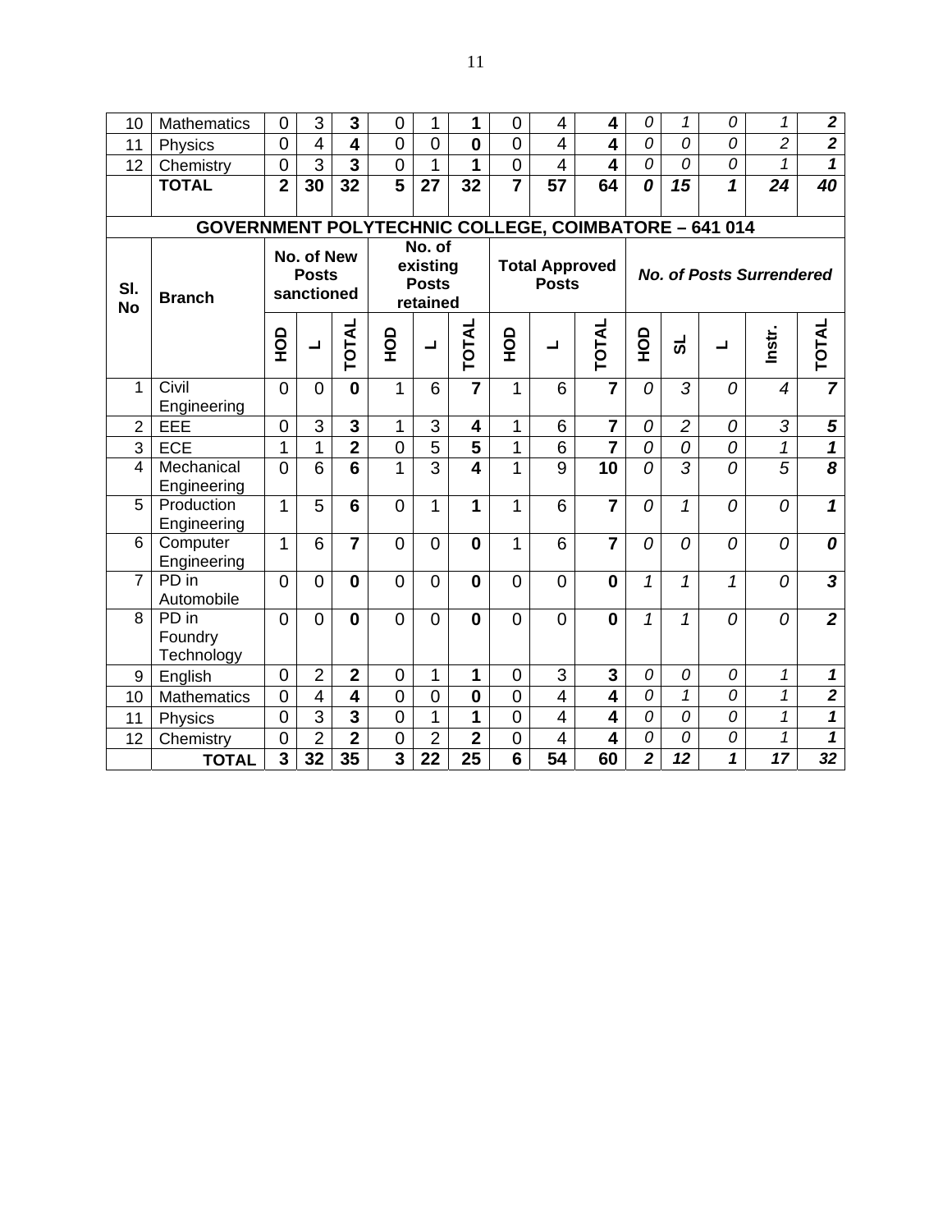| 10 | Mathematics | 0 | 3 | **3** | 0 | 1 | **1** | 0 | 4 | **4** | *0* | *1* | *0* | *1* | ***2*** |
|---|---|---|---|---|---|---|---|---|---|---|---|---|---|---|---|
| 11 | Physics | 0 | 4 | **4** | 0 | 0 | **0** | 0 | 4 | **4** | *0* | *0* | *0* | *2* | ***2*** |
| 12 | Chemistry | 0 | 3 | **3** | 0 | 1 | **1** | 0 | 4 | **4** | *0* | *0* | *0* | *1* | ***1*** |
| | **TOTAL** | **2** | **30** | **32** | **5** | **27** | **32** | **7** | **57** | **64** | ***0*** | ***15*** | ***1*** | ***24*** | ***40*** |

**GOVERNMENT POLYTECHNIC COLLEGE, COIMBATORE – 641 014**

| Sl. No | Branch | No. of New Posts sanctioned | | | No. of existing Posts retained | | | Total Approved Posts | | | *No. of Posts Surrendered* | | | | |
|---|---|---|---|---|---|---|---|---|---|---|---|---|---|---|---|
| | | HOD | L | TOTAL | HOD | L | TOTAL | HOD | L | TOTAL | HOD | SL | L | Instr. | TOTAL |
| 1 | Civil Engineering | 0 | 0 | **0** | 1 | 6 | **7** | 1 | 6 | **7** | *0* | *3* | *0* | *4* | ***7*** |
| 2 | EEE | 0 | 3 | **3** | 1 | 3 | **4** | 1 | 6 | **7** | *0* | *2* | *0* | *3* | ***5*** |
| 3 | ECE | 1 | 1 | **2** | 0 | 5 | **5** | 1 | 6 | **7** | *0* | *0* | *0* | *1* | ***1*** |
| 4 | Mechanical Engineering | 0 | 6 | **6** | 1 | 3 | **4** | 1 | 9 | **10** | *0* | *3* | *0* | *5* | ***8*** |
| 5 | Production Engineering | 1 | 5 | **6** | 0 | 1 | **1** | 1 | 6 | **7** | *0* | *1* | *0* | *0* | ***1*** |
| 6 | Computer Engineering | 1 | 6 | **7** | 0 | 0 | **0** | 1 | 6 | **7** | *0* | *0* | *0* | *0* | ***0*** |
| 7 | PD in Automobile | 0 | 0 | **0** | 0 | 0 | **0** | 0 | 0 | **0** | *1* | *1* | *1* | *0* | ***3*** |
| 8 | PD in Foundry Technology | 0 | 0 | **0** | 0 | 0 | **0** | 0 | 0 | **0** | *1* | *1* | *0* | *0* | ***2*** |
| 9 | English | 0 | 2 | **2** | 0 | 1 | **1** | 0 | 3 | **3** | *0* | *0* | *0* | *1* | ***1*** |
| 10 | Mathematics | 0 | 4 | **4** | 0 | 0 | **0** | 0 | 4 | **4** | *0* | *1* | *0* | *1* | ***2*** |
| 11 | Physics | 0 | 3 | **3** | 0 | 1 | **1** | 0 | 4 | **4** | *0* | *0* | *0* | *1* | ***1*** |
| 12 | Chemistry | 0 | 2 | **2** | 0 | 2 | **2** | 0 | 4 | **4** | *0* | *0* | *0* | *1* | ***1*** |
| | **TOTAL** | **3** | **32** | **35** | **3** | **22** | **25** | **6** | **54** | **60** | ***2*** | ***12*** | ***1*** | ***17*** | ***32*** |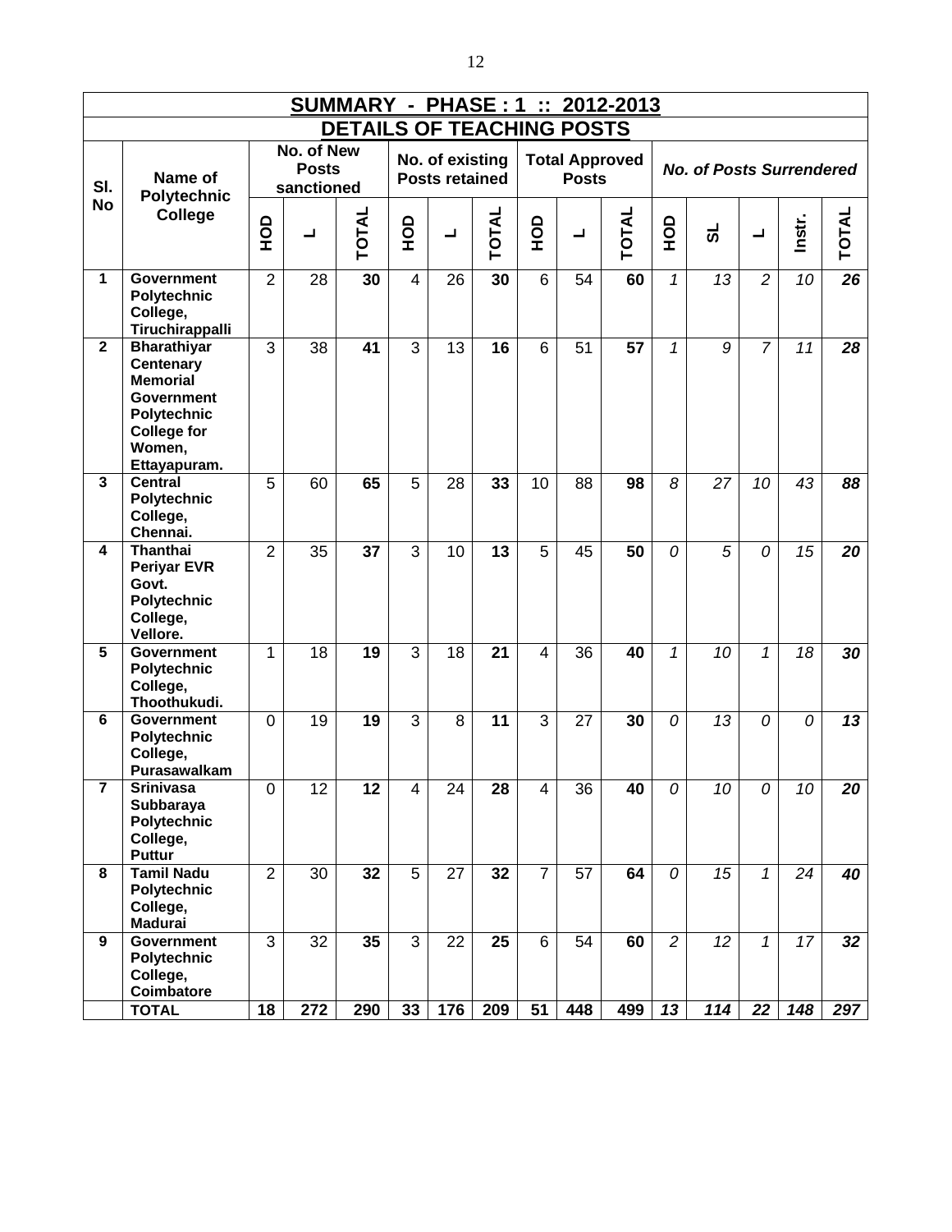## SUMMARY - PHASE : 1 :: 2012-2013

## DETAILS OF TEACHING POSTS

| Sl. No | Name of Polytechnic College | No. of New Posts sanctioned | | | No. of existing Posts retained | | | Total Approved Posts | | | *No. of Posts Surrendered* | | | | |
|---|---|---|---|---|---|---|---|---|---|---|---|---|---|---|---|
| | | HOD | L | TOTAL | HOD | L | TOTAL | HOD | L | TOTAL | HOD | SL | L | Instr. | TOTAL |
| 1 | Government Polytechnic College, Tiruchirappalli | 2 | 28 | 30 | 4 | 26 | 30 | 6 | 54 | 60 | *1* | *13* | *2* | *10* | *26* |
| 2 | Bharathiyar Centenary Memorial Government Polytechnic College for Women, Ettayapuram. | 3 | 38 | 41 | 3 | 13 | 16 | 6 | 51 | 57 | *1* | *9* | *7* | *11* | *28* |
| 3 | Central Polytechnic College, Chennai. | 5 | 60 | 65 | 5 | 28 | 33 | 10 | 88 | 98 | *8* | *27* | *10* | *43* | *88* |
| 4 | Thanthai Periyar EVR Govt. Polytechnic College, Vellore. | 2 | 35 | 37 | 3 | 10 | 13 | 5 | 45 | 50 | *0* | *5* | *0* | *15* | *20* |
| 5 | Government Polytechnic College, Thoothukudi. | 1 | 18 | 19 | 3 | 18 | 21 | 4 | 36 | 40 | *1* | *10* | *1* | *18* | *30* |
| 6 | Government Polytechnic College, Purasawalkam | 0 | 19 | 19 | 3 | 8 | 11 | 3 | 27 | 30 | *0* | *13* | *0* | *0* | *13* |
| 7 | Srinivasa Subbaraya Polytechnic College, Puttur | 0 | 12 | 12 | 4 | 24 | 28 | 4 | 36 | 40 | *0* | *10* | *0* | *10* | *20* |
| 8 | Tamil Nadu Polytechnic College, Madurai | 2 | 30 | 32 | 5 | 27 | 32 | 7 | 57 | 64 | *0* | *15* | *1* | *24* | *40* |
| 9 | Government Polytechnic College, Coimbatore | 3 | 32 | 35 | 3 | 22 | 25 | 6 | 54 | 60 | *2* | *12* | *1* | *17* | *32* |
| | **TOTAL** | **18** | **272** | **290** | **33** | **176** | **209** | **51** | **448** | **499** | ***13*** | ***114*** | ***22*** | ***148*** | ***297*** |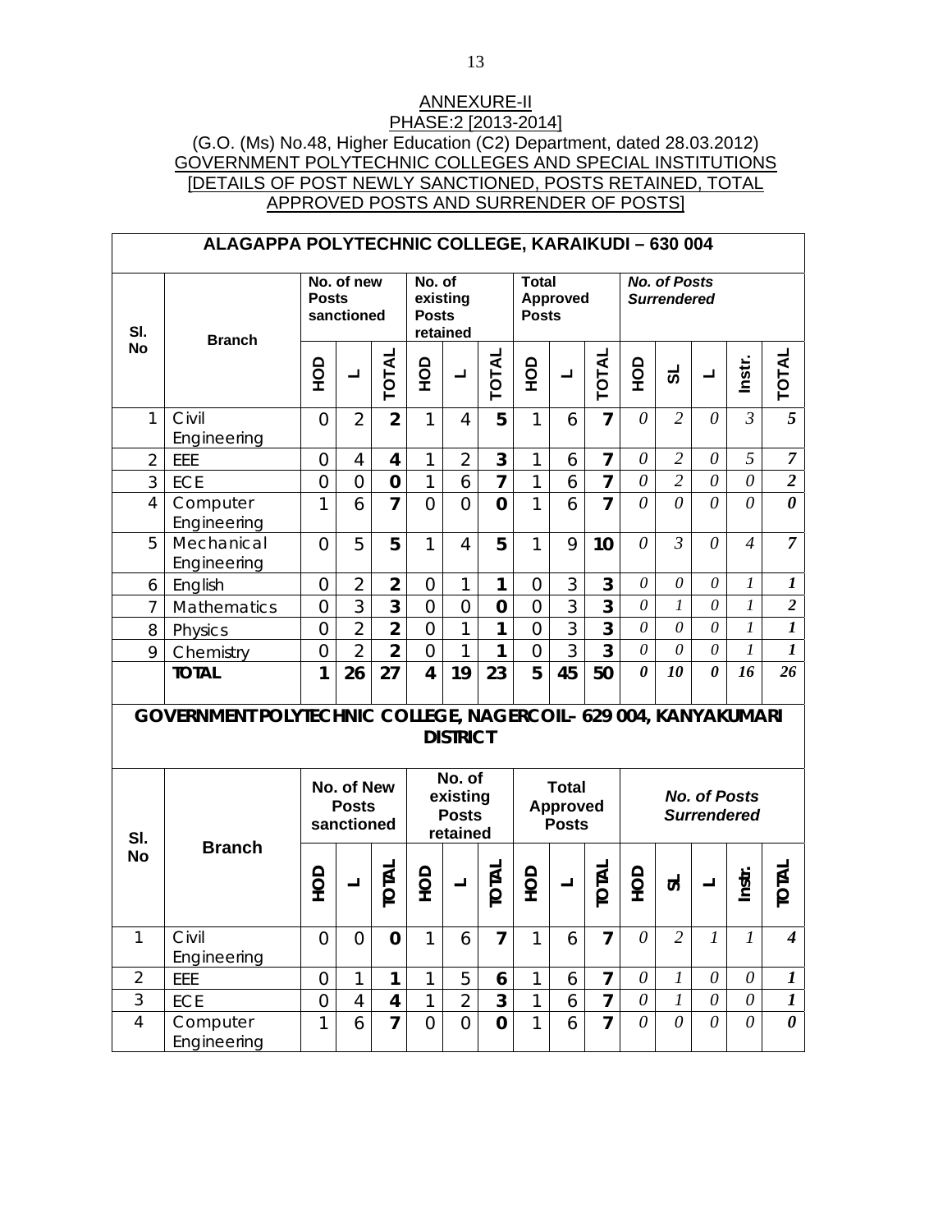ANNEXURE-II

PHASE:2 [2013-2014]

(G.O. (Ms) No.48, Higher Education (C2) Department, dated 28.03.2012)

GOVERNMENT POLYTECHNIC COLLEGES AND SPECIAL INSTITUTIONS

[DETAILS OF POST NEWLY SANCTIONED, POSTS RETAINED, TOTAL APPROVED POSTS AND SURRENDER OF POSTS]

**ALAGAPPA POLYTECHNIC COLLEGE, KARAIKUDI – 630 004**

| Sl. No | Branch | No. of new Posts sanctioned | | | No. of existing Posts retained | | | Total Approved Posts | | | *No. of Posts Surrendered* | | | | |
|---|---|---|---|---|---|---|---|---|---|---|---|---|---|---|---|
| | | HOD | L | TOTAL | HOD | L | TOTAL | HOD | L | TOTAL | HOD | SL | L | Instr. | TOTAL |
| 1 | Civil Engineering | 0 | 2 | **2** | 1 | 4 | **5** | 1 | 6 | **7** | *0* | *2* | *0* | *3* | ***5*** |
| 2 | EEE | 0 | 4 | **4** | 1 | 2 | **3** | 1 | 6 | **7** | *0* | *2* | *0* | *5* | ***7*** |
| 3 | ECE | 0 | 0 | **0** | 1 | 6 | **7** | 1 | 6 | **7** | *0* | *2* | *0* | *0* | ***2*** |
| 4 | Computer Engineering | 1 | 6 | **7** | 0 | 0 | **0** | 1 | 6 | **7** | *0* | *0* | *0* | *0* | ***0*** |
| 5 | Mechanical Engineering | 0 | 5 | **5** | 1 | 4 | **5** | 1 | 9 | **10** | *0* | *3* | *0* | *4* | ***7*** |
| 6 | English | 0 | 2 | **2** | 0 | 1 | **1** | 0 | 3 | **3** | *0* | *0* | *0* | *1* | ***1*** |
| 7 | Mathematics | 0 | 3 | **3** | 0 | 0 | **0** | 0 | 3 | **3** | *0* | *1* | *0* | *1* | ***2*** |
| 8 | Physics | 0 | 2 | **2** | 0 | 1 | **1** | 0 | 3 | **3** | *0* | *0* | *0* | *1* | ***1*** |
| 9 | Chemistry | 0 | 2 | **2** | 0 | 1 | **1** | 0 | 3 | **3** | *0* | *0* | *0* | *1* | ***1*** |
| | **TOTAL** | **1** | **26** | **27** | **4** | **19** | **23** | **5** | **45** | **50** | ***0*** | ***10*** | ***0*** | ***16*** | ***26*** |

**GOVERNMENT POLYTECHNIC COLLEGE, NAGERCOIL– 629 004, KANYAKUMARI DISTRICT**

| Sl. No | Branch | No. of New Posts sanctioned | | | No. of existing Posts retained | | | Total Approved Posts | | | *No. of Posts Surrendered* | | | | |
|---|---|---|---|---|---|---|---|---|---|---|---|---|---|---|---|
| | | HOD | L | TOTAL | HOD | L | TOTAL | HOD | L | TOTAL | HOD | SL | L | Instr. | TOTAL |
| 1 | Civil Engineering | 0 | 0 | **0** | 1 | 6 | **7** | 1 | 6 | **7** | *0* | *2* | *1* | *1* | ***4*** |
| 2 | EEE | 0 | 1 | **1** | 1 | 5 | **6** | 1 | 6 | **7** | *0* | *1* | *0* | *0* | ***1*** |
| 3 | ECE | 0 | 4 | **4** | 1 | 2 | **3** | 1 | 6 | **7** | *0* | *1* | *0* | *0* | ***1*** |
| 4 | Computer Engineering | 1 | 6 | **7** | 0 | 0 | **0** | 1 | 6 | **7** | *0* | *0* | *0* | *0* | ***0*** |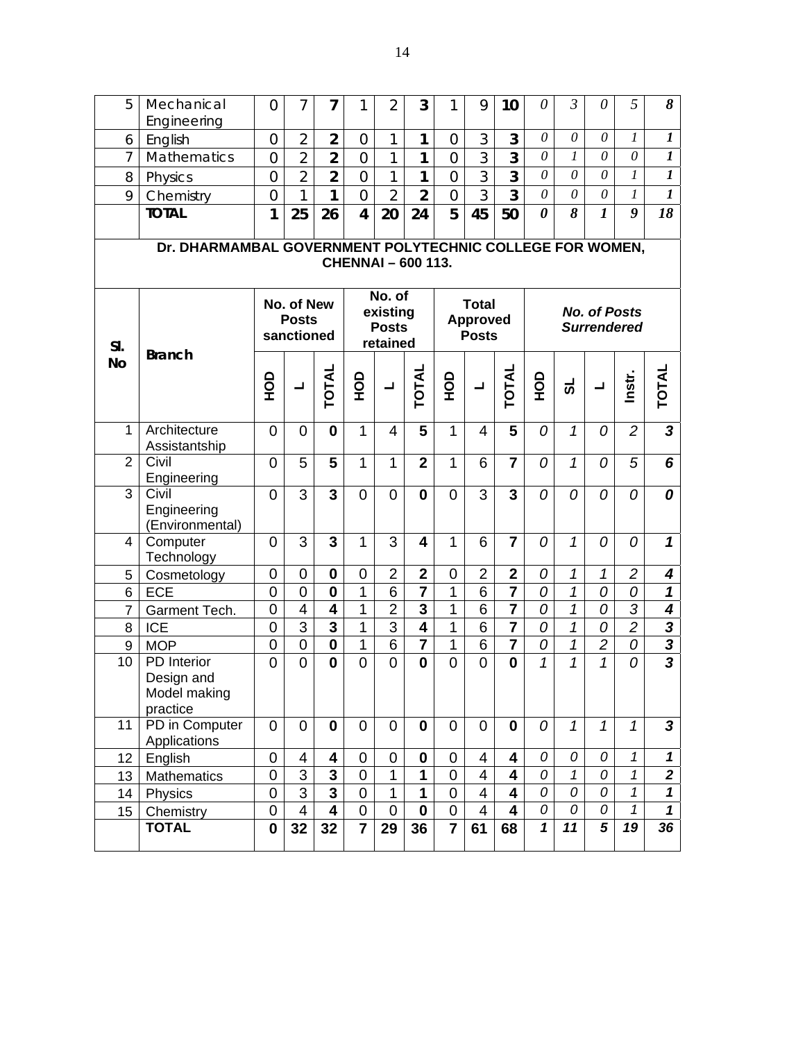| 5 | Mechanical Engineering | 0 | 7 | **7** | 1 | 2 | **3** | 1 | 9 | **10** | *0* | *3* | *0* | *5* | ***8*** |
|---|---|---|---|---|---|---|---|---|---|---|---|---|---|---|---|
| 6 | English | 0 | 2 | **2** | 0 | 1 | **1** | 0 | 3 | **3** | *0* | *0* | *0* | *1* | ***1*** |
| 7 | Mathematics | 0 | 2 | **2** | 0 | 1 | **1** | 0 | 3 | **3** | *0* | *1* | *0* | *0* | ***1*** |
| 8 | Physics | 0 | 2 | **2** | 0 | 1 | **1** | 0 | 3 | **3** | *0* | *0* | *0* | *1* | ***1*** |
| 9 | Chemistry | 0 | 1 | **1** | 0 | 2 | **2** | 0 | 3 | **3** | *0* | *0* | *0* | *1* | ***1*** |
| | **TOTAL** | **1** | **25** | **26** | **4** | **20** | **24** | **5** | **45** | **50** | ***0*** | ***8*** | ***1*** | ***9*** | ***18*** |

**Dr. DHARMAMBAL GOVERNMENT POLYTECHNIC COLLEGE FOR WOMEN, CHENNAI – 600 113.**

| Sl. No | Branch | No. of New Posts sanctioned | | | No. of existing Posts retained | | | Total Approved Posts | | | *No. of Posts Surrendered* | | | | |
|---|---|---|---|---|---|---|---|---|---|---|---|---|---|---|---|
| | | HOD | L | TOTAL | HOD | L | TOTAL | HOD | L | TOTAL | HOD | SL | L | Instr. | TOTAL |
| 1 | Architecture Assistantship | 0 | 0 | **0** | 1 | 4 | **5** | 1 | 4 | **5** | *0* | *1* | *0* | *2* | ***3*** |
| 2 | Civil Engineering | 0 | 5 | **5** | 1 | 1 | **2** | 1 | 6 | **7** | *0* | *1* | *0* | *5* | ***6*** |
| 3 | Civil Engineering (Environmental) | 0 | 3 | **3** | 0 | 0 | **0** | 0 | 3 | **3** | *0* | *0* | *0* | *0* | ***0*** |
| 4 | Computer Technology | 0 | 3 | **3** | 1 | 3 | **4** | 1 | 6 | **7** | *0* | *1* | *0* | *0* | ***1*** |
| 5 | Cosmetology | 0 | 0 | **0** | 0 | 2 | **2** | 0 | 2 | **2** | *0* | *1* | *1* | *2* | ***4*** |
| 6 | ECE | 0 | 0 | **0** | 1 | 6 | **7** | 1 | 6 | **7** | *0* | *1* | *0* | *0* | ***1*** |
| 7 | Garment Tech. | 0 | 4 | **4** | 1 | 2 | **3** | 1 | 6 | **7** | *0* | *1* | *0* | *3* | ***4*** |
| 8 | ICE | 0 | 3 | **3** | 1 | 3 | **4** | 1 | 6 | **7** | *0* | *1* | *0* | *2* | ***3*** |
| 9 | MOP | 0 | 0 | **0** | 1 | 6 | **7** | 1 | 6 | **7** | *0* | *1* | *2* | *0* | ***3*** |
| 10 | PD Interior Design and Model making practice | 0 | 0 | **0** | 0 | 0 | **0** | 0 | 0 | **0** | *1* | *1* | *1* | *0* | ***3*** |
| 11 | PD in Computer Applications | 0 | 0 | **0** | 0 | 0 | **0** | 0 | 0 | **0** | *0* | *1* | *1* | *1* | ***3*** |
| 12 | English | 0 | 4 | **4** | 0 | 0 | **0** | 0 | 4 | **4** | *0* | *0* | *0* | *1* | ***1*** |
| 13 | Mathematics | 0 | 3 | **3** | 0 | 1 | **1** | 0 | 4 | **4** | *0* | *1* | *0* | *1* | ***2*** |
| 14 | Physics | 0 | 3 | **3** | 0 | 1 | **1** | 0 | 4 | **4** | *0* | *0* | *0* | *1* | ***1*** |
| 15 | Chemistry | 0 | 4 | **4** | 0 | 0 | **0** | 0 | 4 | **4** | *0* | *0* | *0* | *1* | ***1*** |
| | **TOTAL** | **0** | **32** | **32** | **7** | **29** | **36** | **7** | **61** | **68** | ***1*** | ***11*** | ***5*** | ***19*** | ***36*** |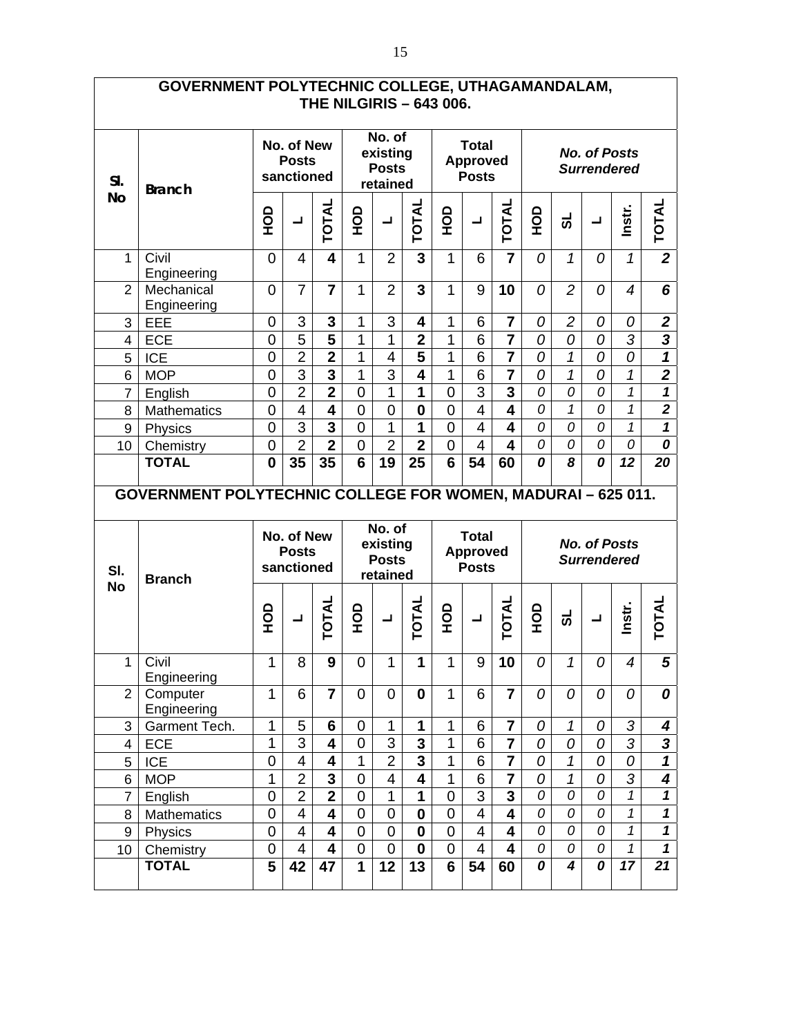## GOVERNMENT POLYTECHNIC COLLEGE, UTHAGAMANDALAM, THE NILGIRIS – 643 006.

| Sl. No | Branch | No. of New Posts sanctioned | | | No. of existing Posts retained | | | Total Approved Posts | | | *No. of Posts Surrendered* | | | | |
|---|---|---|---|---|---|---|---|---|---|---|---|---|---|---|---|
| | | HOD | L | TOTAL | HOD | L | TOTAL | HOD | L | TOTAL | HOD | SL | L | Instr. | TOTAL |
| 1 | Civil Engineering | 0 | 4 | **4** | 1 | 2 | **3** | 1 | 6 | **7** | *0* | *1* | *0* | *1* | ***2*** |
| 2 | Mechanical Engineering | 0 | 7 | **7** | 1 | 2 | **3** | 1 | 9 | **10** | *0* | *2* | *0* | *4* | ***6*** |
| 3 | EEE | 0 | 3 | **3** | 1 | 3 | **4** | 1 | 6 | **7** | *0* | *2* | *0* | *0* | ***2*** |
| 4 | ECE | 0 | 5 | **5** | 1 | 1 | **2** | 1 | 6 | **7** | *0* | *0* | *0* | *3* | ***3*** |
| 5 | ICE | 0 | 2 | **2** | 1 | 4 | **5** | 1 | 6 | **7** | *0* | *1* | *0* | *0* | ***1*** |
| 6 | MOP | 0 | 3 | **3** | 1 | 3 | **4** | 1 | 6 | **7** | *0* | *1* | *0* | *1* | ***2*** |
| 7 | English | 0 | 2 | **2** | 0 | 1 | **1** | 0 | 3 | **3** | *0* | *0* | *0* | *1* | ***1*** |
| 8 | Mathematics | 0 | 4 | **4** | 0 | 0 | **0** | 0 | 4 | **4** | *0* | *1* | *0* | *1* | ***2*** |
| 9 | Physics | 0 | 3 | **3** | 0 | 1 | **1** | 0 | 4 | **4** | *0* | *0* | *0* | *1* | ***1*** |
| 10 | Chemistry | 0 | 2 | **2** | 0 | 2 | **2** | 0 | 4 | **4** | *0* | *0* | *0* | *0* | ***0*** |
| | **TOTAL** | **0** | **35** | **35** | **6** | **19** | **25** | **6** | **54** | **60** | ***0*** | ***8*** | ***0*** | ***12*** | ***20*** |

## GOVERNMENT POLYTECHNIC COLLEGE FOR WOMEN, MADURAI – 625 011.

| Sl. No | Branch | No. of New Posts sanctioned | | | No. of existing Posts retained | | | Total Approved Posts | | | *No. of Posts Surrendered* | | | | |
|---|---|---|---|---|---|---|---|---|---|---|---|---|---|---|---|
| | | HOD | L | TOTAL | HOD | L | TOTAL | HOD | L | TOTAL | HOD | SL | L | Instr. | TOTAL |
| 1 | Civil Engineering | 1 | 8 | **9** | 0 | 1 | **1** | 1 | 9 | **10** | *0* | *1* | *0* | *4* | ***5*** |
| 2 | Computer Engineering | 1 | 6 | **7** | 0 | 0 | **0** | 1 | 6 | **7** | *0* | *0* | *0* | *0* | ***0*** |
| 3 | Garment Tech. | 1 | 5 | **6** | 0 | 1 | **1** | 1 | 6 | **7** | *0* | *1* | *0* | *3* | ***4*** |
| 4 | ECE | 1 | 3 | **4** | 0 | 3 | **3** | 1 | 6 | **7** | *0* | *0* | *0* | *3* | ***3*** |
| 5 | ICE | 0 | 4 | **4** | 1 | 2 | **3** | 1 | 6 | **7** | *0* | *1* | *0* | *0* | ***1*** |
| 6 | MOP | 1 | 2 | **3** | 0 | 4 | **4** | 1 | 6 | **7** | *0* | *1* | *0* | *3* | ***4*** |
| 7 | English | 0 | 2 | **2** | 0 | 1 | **1** | 0 | 3 | **3** | *0* | *0* | *0* | *1* | ***1*** |
| 8 | Mathematics | 0 | 4 | **4** | 0 | 0 | **0** | 0 | 4 | **4** | *0* | *0* | *0* | *1* | ***1*** |
| 9 | Physics | 0 | 4 | **4** | 0 | 0 | **0** | 0 | 4 | **4** | *0* | *0* | *0* | *1* | ***1*** |
| 10 | Chemistry | 0 | 4 | **4** | 0 | 0 | **0** | 0 | 4 | **4** | *0* | *0* | *0* | *1* | ***1*** |
| | **TOTAL** | **5** | **42** | **47** | **1** | **12** | **13** | **6** | **54** | **60** | ***0*** | ***4*** | ***0*** | ***17*** | ***21*** |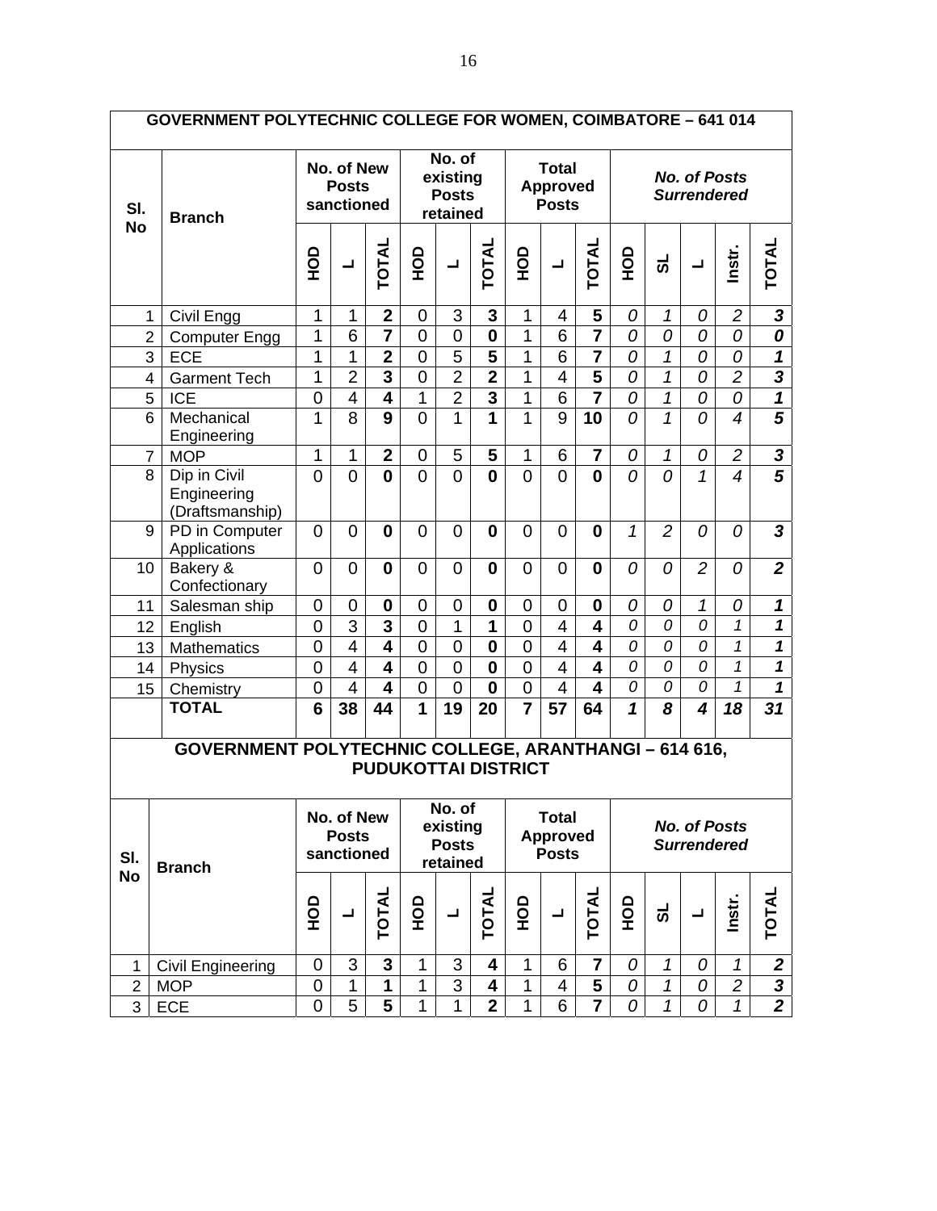## GOVERNMENT POLYTECHNIC COLLEGE FOR WOMEN, COIMBATORE – 641 014

| Sl. No | Branch | No. of New Posts sanctioned | | | No. of existing Posts retained | | | Total Approved Posts | | | *No. of Posts Surrendered* | | | | |
|---|---|---|---|---|---|---|---|---|---|---|---|---|---|---|---|
| | | HOD | L | TOTAL | HOD | L | TOTAL | HOD | L | TOTAL | HOD | SL | L | Instr. | TOTAL |
| 1 | Civil Engg | 1 | 1 | **2** | 0 | 3 | **3** | 1 | 4 | **5** | *0* | *1* | *0* | *2* | ***3*** |
| 2 | Computer Engg | 1 | 6 | **7** | 0 | 0 | **0** | 1 | 6 | **7** | *0* | *0* | *0* | *0* | ***0*** |
| 3 | ECE | 1 | 1 | **2** | 0 | 5 | **5** | 1 | 6 | **7** | *0* | *1* | *0* | *0* | ***1*** |
| 4 | Garment Tech | 1 | 2 | **3** | 0 | 2 | **2** | 1 | 4 | **5** | *0* | *1* | *0* | *2* | ***3*** |
| 5 | ICE | 0 | 4 | **4** | 1 | 2 | **3** | 1 | 6 | **7** | *0* | *1* | *0* | *0* | ***1*** |
| 6 | Mechanical Engineering | 1 | 8 | **9** | 0 | 1 | **1** | 1 | 9 | **10** | *0* | *1* | *0* | *4* | ***5*** |
| 7 | MOP | 1 | 1 | **2** | 0 | 5 | **5** | 1 | 6 | **7** | *0* | *1* | *0* | *2* | ***3*** |
| 8 | Dip in Civil Engineering (Draftsmanship) | 0 | 0 | **0** | 0 | 0 | **0** | 0 | 0 | **0** | *0* | *0* | *1* | *4* | ***5*** |
| 9 | PD in Computer Applications | 0 | 0 | **0** | 0 | 0 | **0** | 0 | 0 | **0** | *1* | *2* | *0* | *0* | ***3*** |
| 10 | Bakery & Confectionary | 0 | 0 | **0** | 0 | 0 | **0** | 0 | 0 | **0** | *0* | *0* | *2* | *0* | ***2*** |
| 11 | Salesman ship | 0 | 0 | **0** | 0 | 0 | **0** | 0 | 0 | **0** | *0* | *0* | *1* | *0* | ***1*** |
| 12 | English | 0 | 3 | **3** | 0 | 1 | **1** | 0 | 4 | **4** | *0* | *0* | *0* | *1* | ***1*** |
| 13 | Mathematics | 0 | 4 | **4** | 0 | 0 | **0** | 0 | 4 | **4** | *0* | *0* | *0* | *1* | ***1*** |
| 14 | Physics | 0 | 4 | **4** | 0 | 0 | **0** | 0 | 4 | **4** | *0* | *0* | *0* | *1* | ***1*** |
| 15 | Chemistry | 0 | 4 | **4** | 0 | 0 | **0** | 0 | 4 | **4** | *0* | *0* | *0* | *1* | ***1*** |
| | **TOTAL** | **6** | **38** | **44** | **1** | **19** | **20** | **7** | **57** | **64** | ***1*** | ***8*** | ***4*** | ***18*** | ***31*** |

## GOVERNMENT POLYTECHNIC COLLEGE, ARANTHANGI – 614 616, PUDUKOTTAI DISTRICT

| Sl. No | Branch | No. of New Posts sanctioned | | | No. of existing Posts retained | | | Total Approved Posts | | | *No. of Posts Surrendered* | | | | |
|---|---|---|---|---|---|---|---|---|---|---|---|---|---|---|---|
| | | HOD | L | TOTAL | HOD | L | TOTAL | HOD | L | TOTAL | HOD | SL | L | Instr. | TOTAL |
| 1 | Civil Engineering | 0 | 3 | **3** | 1 | 3 | **4** | 1 | 6 | **7** | *0* | *1* | *0* | *1* | ***2*** |
| 2 | MOP | 0 | 1 | **1** | 1 | 3 | **4** | 1 | 4 | **5** | *0* | *1* | *0* | *2* | ***3*** |
| 3 | ECE | 0 | 5 | **5** | 1 | 1 | **2** | 1 | 6 | **7** | *0* | *1* | *0* | *1* | ***2*** |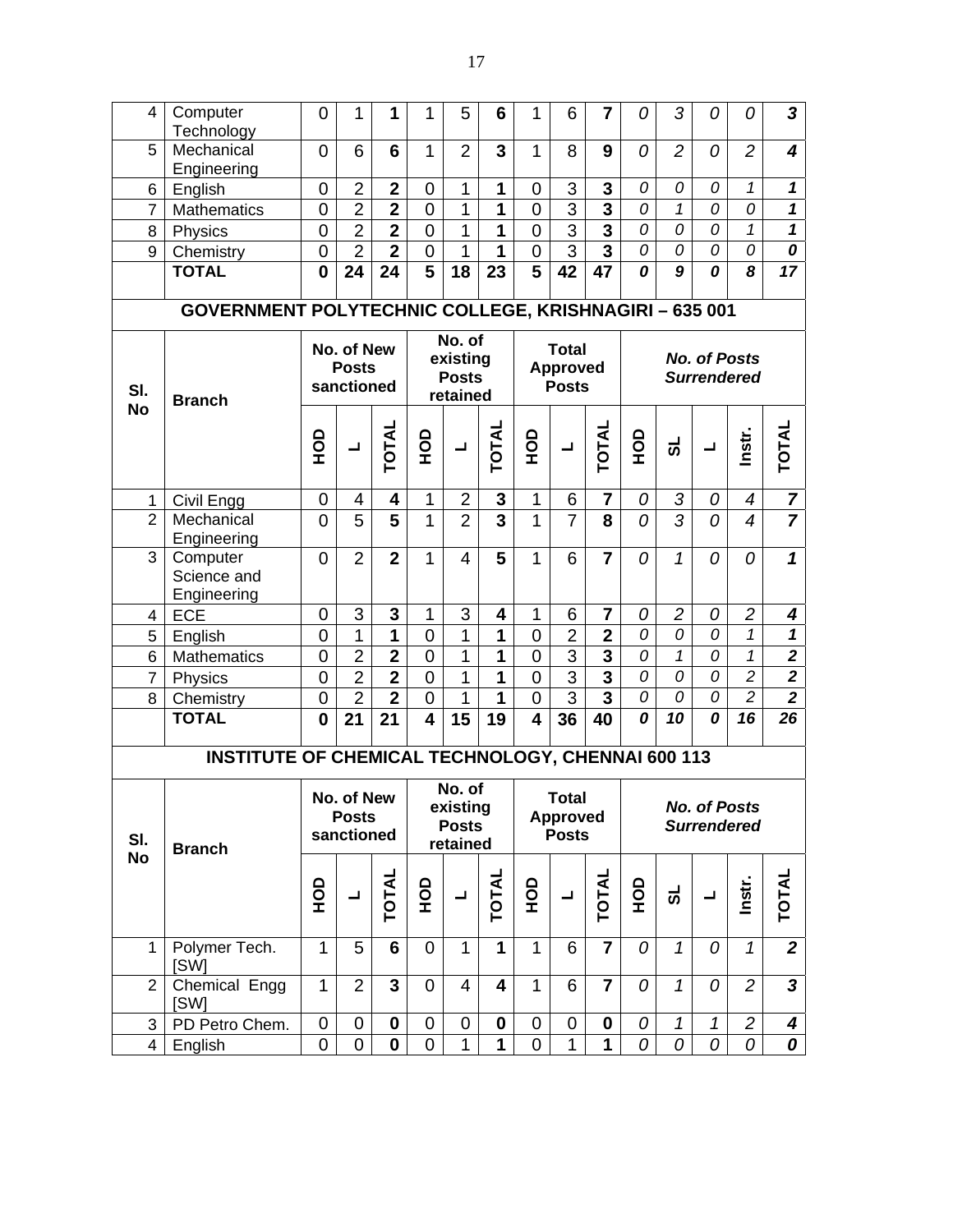| | | | | | | | | | | | | | | | |
|---|---|---|---|---|---|---|---|---|---|---|---|---|---|---|---|
| 4 | Computer Technology | 0 | 1 | **1** | 1 | 5 | **6** | 1 | 6 | **7** | *0* | *3* | *0* | *0* | ***3*** |
| 5 | Mechanical Engineering | 0 | 6 | **6** | 1 | 2 | **3** | 1 | 8 | **9** | *0* | *2* | *0* | *2* | ***4*** |
| 6 | English | 0 | 2 | **2** | 0 | 1 | **1** | 0 | 3 | **3** | *0* | *0* | *0* | *1* | ***1*** |
| 7 | Mathematics | 0 | 2 | **2** | 0 | 1 | **1** | 0 | 3 | **3** | *0* | *1* | *0* | *0* | ***1*** |
| 8 | Physics | 0 | 2 | **2** | 0 | 1 | **1** | 0 | 3 | **3** | *0* | *0* | *0* | *1* | ***1*** |
| 9 | Chemistry | 0 | 2 | **2** | 0 | 1 | **1** | 0 | 3 | **3** | *0* | *0* | *0* | *0* | ***0*** |
| | **TOTAL** | **0** | **24** | **24** | **5** | **18** | **23** | **5** | **42** | **47** | ***0*** | ***9*** | ***0*** | ***8*** | ***17*** |

## GOVERNMENT POLYTECHNIC COLLEGE, KRISHNAGIRI – 635 001

| Sl. No | Branch | No. of New Posts sanctioned | | | No. of existing Posts retained | | | Total Approved Posts | | | *No. of Posts Surrendered* | | | | |
|---|---|---|---|---|---|---|---|---|---|---|---|---|---|---|---|
| | | HOD | L | TOTAL | HOD | L | TOTAL | HOD | L | TOTAL | HOD | SL | L | Instr. | TOTAL |
| 1 | Civil Engg | 0 | 4 | **4** | 1 | 2 | **3** | 1 | 6 | **7** | *0* | *3* | *0* | *4* | ***7*** |
| 2 | Mechanical Engineering | 0 | 5 | **5** | 1 | 2 | **3** | 1 | 7 | **8** | *0* | *3* | *0* | *4* | ***7*** |
| 3 | Computer Science and Engineering | 0 | 2 | **2** | 1 | 4 | **5** | 1 | 6 | **7** | *0* | *1* | *0* | *0* | ***1*** |
| 4 | ECE | 0 | 3 | **3** | 1 | 3 | **4** | 1 | 6 | **7** | *0* | *2* | *0* | *2* | ***4*** |
| 5 | English | 0 | 1 | **1** | 0 | 1 | **1** | 0 | 2 | **2** | *0* | *0* | *0* | *1* | ***1*** |
| 6 | Mathematics | 0 | 2 | **2** | 0 | 1 | **1** | 0 | 3 | **3** | *0* | *1* | *0* | *1* | ***2*** |
| 7 | Physics | 0 | 2 | **2** | 0 | 1 | **1** | 0 | 3 | **3** | *0* | *0* | *0* | *2* | ***2*** |
| 8 | Chemistry | 0 | 2 | **2** | 0 | 1 | **1** | 0 | 3 | **3** | *0* | *0* | *0* | *2* | ***2*** |
| | **TOTAL** | **0** | **21** | **21** | **4** | **15** | **19** | **4** | **36** | **40** | ***0*** | ***10*** | ***0*** | ***16*** | ***26*** |

## INSTITUTE OF CHEMICAL TECHNOLOGY, CHENNAI 600 113

| Sl. No | Branch | No. of New Posts sanctioned | | | No. of existing Posts retained | | | Total Approved Posts | | | *No. of Posts Surrendered* | | | | |
|---|---|---|---|---|---|---|---|---|---|---|---|---|---|---|---|
| | | HOD | L | TOTAL | HOD | L | TOTAL | HOD | L | TOTAL | HOD | SL | L | Instr. | TOTAL |
| 1 | Polymer Tech. [SW] | 1 | 5 | **6** | 0 | 1 | **1** | 1 | 6 | **7** | *0* | *1* | *0* | *1* | ***2*** |
| 2 | Chemical Engg [SW] | 1 | 2 | **3** | 0 | 4 | **4** | 1 | 6 | **7** | *0* | *1* | *0* | *2* | ***3*** |
| 3 | PD Petro Chem. | 0 | 0 | **0** | 0 | 0 | **0** | 0 | 0 | **0** | *0* | *1* | *1* | *2* | ***4*** |
| 4 | English | 0 | 0 | **0** | 0 | 1 | **1** | 0 | 1 | **1** | *0* | *0* | *0* | *0* | ***0*** |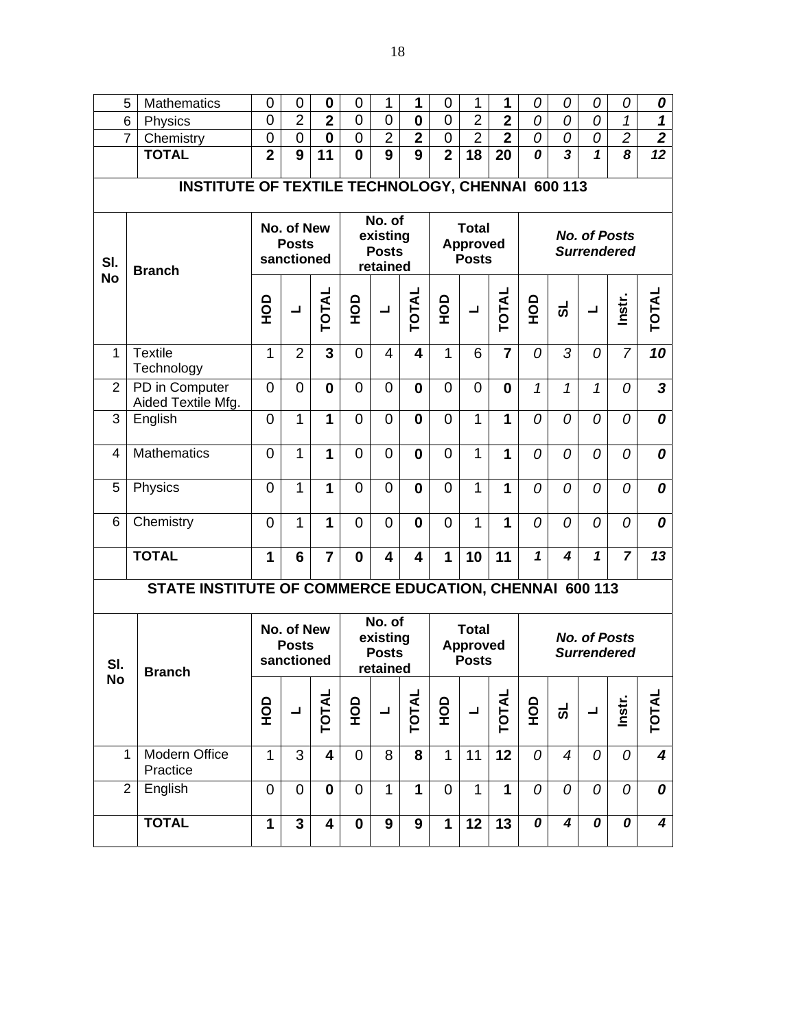| 5 | Mathematics | 0 | 0 | **0** | 0 | 1 | **1** | 0 | 1 | **1** | *0* | *0* | *0* | *0* | ***0*** |
|---|---|---|---|---|---|---|---|---|---|---|---|---|---|---|---|
| 6 | Physics | 0 | 2 | **2** | 0 | 0 | **0** | 0 | 2 | **2** | *0* | *0* | *0* | *1* | ***1*** |
| 7 | Chemistry | 0 | 0 | **0** | 0 | 2 | **2** | 0 | 2 | **2** | *0* | *0* | *0* | *2* | ***2*** |
| | **TOTAL** | **2** | **9** | **11** | **0** | **9** | **9** | **2** | **18** | **20** | ***0*** | ***3*** | ***1*** | ***8*** | ***12*** |

## INSTITUTE OF TEXTILE TECHNOLOGY, CHENNAI 600 113

| Sl. No | Branch | No. of New Posts sanctioned | | | No. of existing Posts retained | | | Total Approved Posts | | | *No. of Posts Surrendered* | | | | |
|---|---|---|---|---|---|---|---|---|---|---|---|---|---|---|---|
| | | HOD | L | TOTAL | HOD | L | TOTAL | HOD | L | TOTAL | HOD | SL | L | Instr. | TOTAL |
| 1 | Textile Technology | 1 | 2 | **3** | 0 | 4 | **4** | 1 | 6 | **7** | *0* | *3* | *0* | *7* | ***10*** |
| 2 | PD in Computer Aided Textile Mfg. | 0 | 0 | **0** | 0 | 0 | **0** | 0 | 0 | **0** | *1* | *1* | *1* | *0* | ***3*** |
| 3 | English | 0 | 1 | **1** | 0 | 0 | **0** | 0 | 1 | **1** | *0* | *0* | *0* | *0* | ***0*** |
| 4 | Mathematics | 0 | 1 | **1** | 0 | 0 | **0** | 0 | 1 | **1** | *0* | *0* | *0* | *0* | ***0*** |
| 5 | Physics | 0 | 1 | **1** | 0 | 0 | **0** | 0 | 1 | **1** | *0* | *0* | *0* | *0* | ***0*** |
| 6 | Chemistry | 0 | 1 | **1** | 0 | 0 | **0** | 0 | 1 | **1** | *0* | *0* | *0* | *0* | ***0*** |
| | **TOTAL** | **1** | **6** | **7** | **0** | **4** | **4** | **1** | **10** | **11** | ***1*** | ***4*** | ***1*** | ***7*** | ***13*** |

## STATE INSTITUTE OF COMMERCE EDUCATION, CHENNAI 600 113

| Sl. No | Branch | No. of New Posts sanctioned | | | No. of existing Posts retained | | | Total Approved Posts | | | *No. of Posts Surrendered* | | | | |
|---|---|---|---|---|---|---|---|---|---|---|---|---|---|---|---|
| | | HOD | L | TOTAL | HOD | L | TOTAL | HOD | L | TOTAL | HOD | SL | L | Instr. | TOTAL |
| 1 | Modern Office Practice | 1 | 3 | **4** | 0 | 8 | **8** | 1 | 11 | **12** | *0* | *4* | *0* | *0* | ***4*** |
| 2 | English | 0 | 0 | **0** | 0 | 1 | **1** | 0 | 1 | **1** | *0* | *0* | *0* | *0* | ***0*** |
| | **TOTAL** | **1** | **3** | **4** | **0** | **9** | **9** | **1** | **12** | **13** | ***0*** | ***4*** | ***0*** | ***0*** | ***4*** |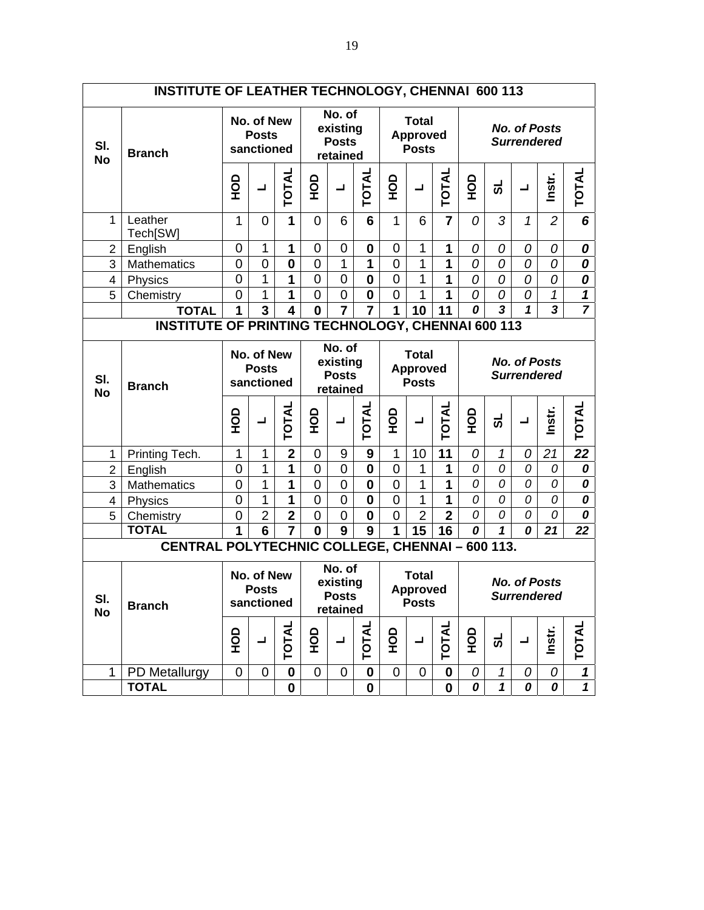| INSTITUTE OF LEATHER TECHNOLOGY, CHENNAI 600 113 | | | | | | | | | | | | | | | | |
|---|---|---|---|---|---|---|---|---|---|---|---|---|---|---|---|---|
| **Sl. No** | **Branch** | **No. of New Posts sanctioned** | | | **No. of existing Posts retained** | | | **Total Approved Posts** | | | ***No. of Posts Surrendered*** | | | | | |
| | | **HOD** | **L** | **TOTAL** | **HOD** | **L** | **TOTAL** | **HOD** | **L** | **TOTAL** | **HOD** | **SL** | **L** | **Instr.** | **TOTAL** | |
| 1 | Leather Tech[SW] | 1 | 0 | **1** | 0 | 6 | **6** | 1 | 6 | **7** | *0* | *3* | *1* | *2* | ***6*** | |
| 2 | English | 0 | 1 | **1** | 0 | 0 | **0** | 0 | 1 | **1** | *0* | *0* | *0* | *0* | ***0*** | |
| 3 | Mathematics | 0 | 0 | **0** | 0 | 1 | **1** | 0 | 1 | **1** | *0* | *0* | *0* | *0* | ***0*** | |
| 4 | Physics | 0 | 1 | **1** | 0 | 0 | **0** | 0 | 1 | **1** | *0* | *0* | *0* | *0* | ***0*** | |
| 5 | Chemistry | 0 | 1 | **1** | 0 | 0 | **0** | 0 | 1 | **1** | *0* | *0* | *0* | *1* | ***1*** | |
| | **TOTAL** | **1** | **3** | **4** | **0** | **7** | **7** | **1** | **10** | **11** | ***0*** | ***3*** | ***1*** | ***3*** | ***7*** | |

| INSTITUTE OF PRINTING TECHNOLOGY, CHENNAI 600 113 | | | | | | | | | | | | | | | |
|---|---|---|---|---|---|---|---|---|---|---|---|---|---|---|---|
| **Sl. No** | **Branch** | **No. of New Posts sanctioned** | | | **No. of existing Posts retained** | | | **Total Approved Posts** | | | ***No. of Posts Surrendered*** | | | | |
| | | **HOD** | **L** | **TOTAL** | **HOD** | **L** | **TOTAL** | **HOD** | **L** | **TOTAL** | **HOD** | **SL** | **L** | **Instr.** | **TOTAL** |
| 1 | Printing Tech. | 1 | 1 | **2** | 0 | 9 | **9** | 1 | 10 | **11** | *0* | *1* | *0* | *21* | ***22*** |
| 2 | English | 0 | 1 | **1** | 0 | 0 | **0** | 0 | 1 | **1** | *0* | *0* | *0* | *0* | ***0*** |
| 3 | Mathematics | 0 | 1 | **1** | 0 | 0 | **0** | 0 | 1 | **1** | *0* | *0* | *0* | *0* | ***0*** |
| 4 | Physics | 0 | 1 | **1** | 0 | 0 | **0** | 0 | 1 | **1** | *0* | *0* | *0* | *0* | ***0*** |
| 5 | Chemistry | 0 | 2 | **2** | 0 | 0 | **0** | 0 | 2 | **2** | *0* | *0* | *0* | *0* | ***0*** |
| | **TOTAL** | **1** | **6** | **7** | **0** | **9** | **9** | **1** | **15** | **16** | ***0*** | ***1*** | ***0*** | ***21*** | ***22*** |

| CENTRAL POLYTECHNIC COLLEGE, CHENNAI – 600 113. | | | | | | | | | | | | | | | |
|---|---|---|---|---|---|---|---|---|---|---|---|---|---|---|---|
| **Sl. No** | **Branch** | **No. of New Posts sanctioned** | | | **No. of existing Posts retained** | | | **Total Approved Posts** | | | ***No. of Posts Surrendered*** | | | | |
| | | **HOD** | **L** | **TOTAL** | **HOD** | **L** | **TOTAL** | **HOD** | **L** | **TOTAL** | **HOD** | **SL** | **L** | **Instr.** | **TOTAL** |
| 1 | PD Metallurgy | 0 | 0 | **0** | 0 | 0 | **0** | 0 | 0 | **0** | *0* | *1* | *0* | *0* | ***1*** |
| | **TOTAL** | | | **0** | | | **0** | | | **0** | ***0*** | ***1*** | ***0*** | ***0*** | ***1*** |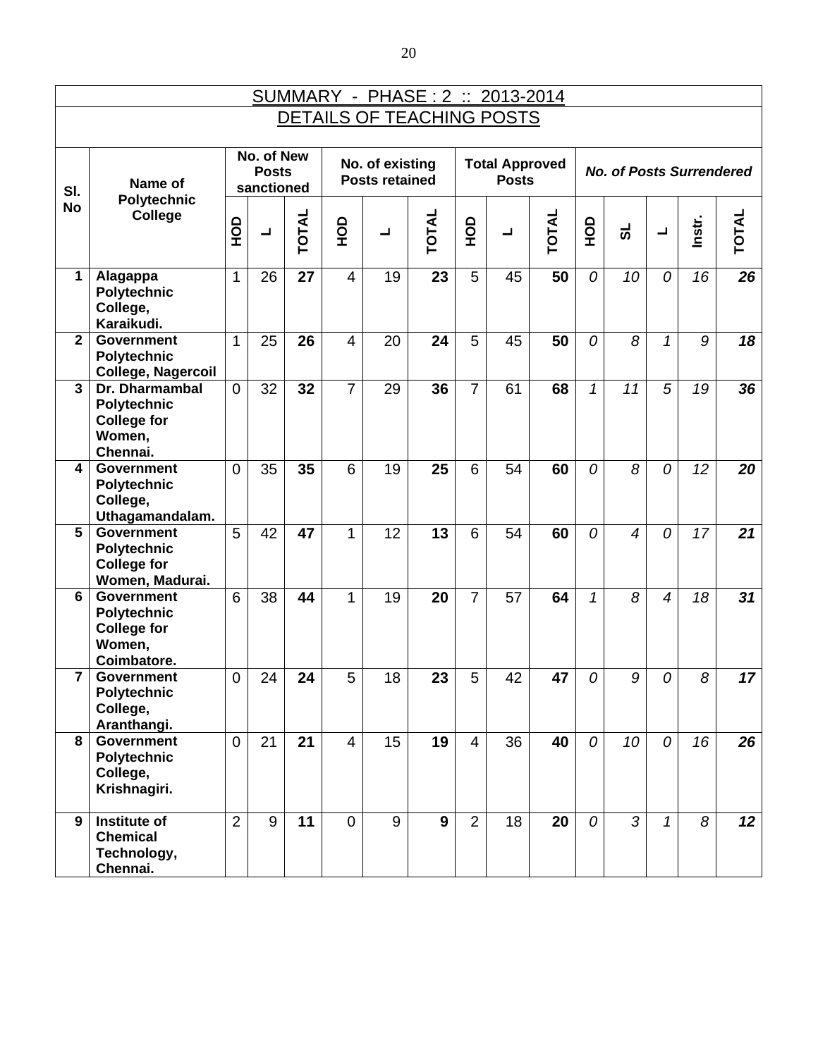## SUMMARY - PHASE : 2 :: 2013-2014

## DETAILS OF TEACHING POSTS

| Sl. No | Name of Polytechnic College | No. of New Posts sanctioned | | | No. of existing Posts retained | | | Total Approved Posts | | | *No. of Posts Surrendered* | | | | |
|---|---|---|---|---|---|---|---|---|---|---|---|---|---|---|---|
| | | HOD | L | TOTAL | HOD | L | TOTAL | HOD | L | TOTAL | HOD | SL | L | Instr. | TOTAL |
| 1 | **Alagappa Polytechnic College, Karaikudi.** | 1 | 26 | **27** | 4 | 19 | **23** | 5 | 45 | **50** | *0* | *10* | *0* | *16* | ***26*** |
| 2 | **Government Polytechnic College, Nagercoil** | 1 | 25 | **26** | 4 | 20 | **24** | 5 | 45 | **50** | *0* | *8* | *1* | *9* | ***18*** |
| 3 | **Dr. Dharmambal Polytechnic College for Women, Chennai.** | 0 | 32 | **32** | 7 | 29 | **36** | 7 | 61 | **68** | *1* | *11* | *5* | *19* | ***36*** |
| 4 | **Government Polytechnic College, Uthagamandalam.** | 0 | 35 | **35** | 6 | 19 | **25** | 6 | 54 | **60** | *0* | *8* | *0* | *12* | ***20*** |
| 5 | **Government Polytechnic College for Women, Madurai.** | 5 | 42 | **47** | 1 | 12 | **13** | 6 | 54 | **60** | *0* | *4* | *0* | *17* | ***21*** |
| 6 | **Government Polytechnic College for Women, Coimbatore.** | 6 | 38 | **44** | 1 | 19 | **20** | 7 | 57 | **64** | *1* | *8* | *4* | *18* | ***31*** |
| 7 | **Government Polytechnic College, Aranthangi.** | 0 | 24 | **24** | 5 | 18 | **23** | 5 | 42 | **47** | *0* | *9* | *0* | *8* | ***17*** |
| 8 | **Government Polytechnic College, Krishnagiri.** | 0 | 21 | **21** | 4 | 15 | **19** | 4 | 36 | **40** | *0* | *10* | *0* | *16* | ***26*** |
| 9 | **Institute of Chemical Technology, Chennai.** | 2 | 9 | **11** | 0 | 9 | **9** | 2 | 18 | **20** | *0* | *3* | *1* | *8* | ***12*** |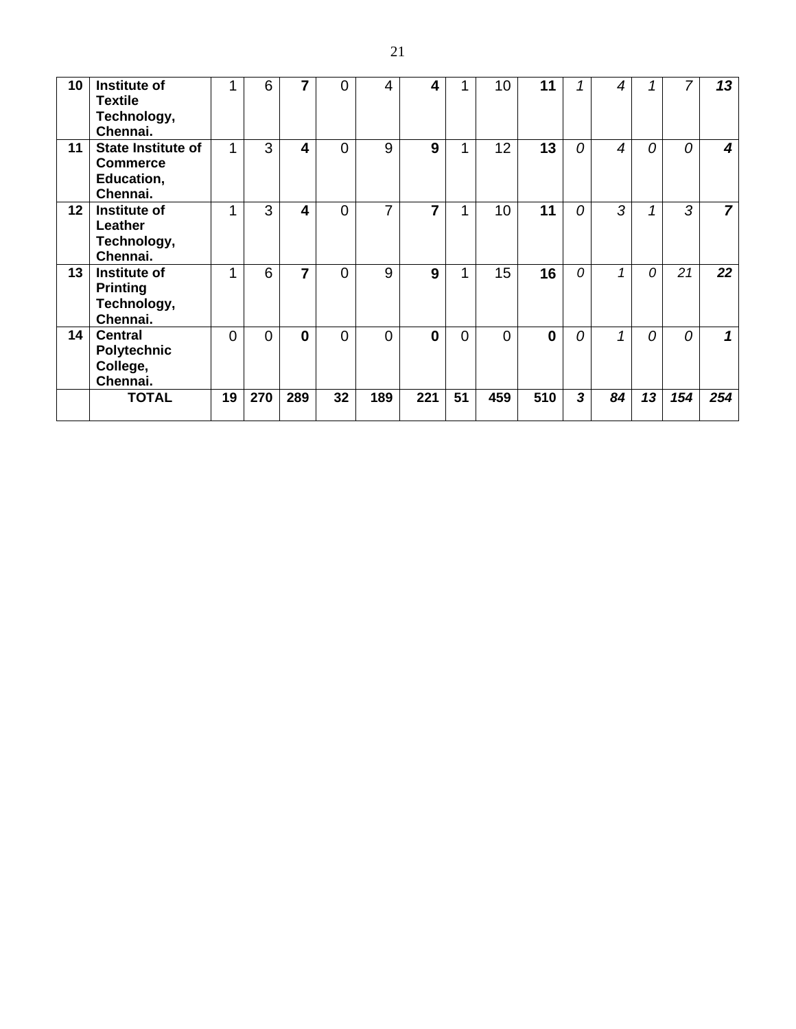| 10 | **Institute of Textile Technology, Chennai.** | 1 | 6 | **7** | 0 | 4 | **4** | 1 | 10 | **11** | *1* | *4* | *1* | *7* | ***13*** |
|---|---|---|---|---|---|---|---|---|---|---|---|---|---|---|---|
| 11 | **State Institute of Commerce Education, Chennai.** | 1 | 3 | **4** | 0 | 9 | **9** | 1 | 12 | **13** | *0* | *4* | *0* | *0* | ***4*** |
| 12 | **Institute of Leather Technology, Chennai.** | 1 | 3 | **4** | 0 | 7 | **7** | 1 | 10 | **11** | *0* | *3* | *1* | *3* | ***7*** |
| 13 | **Institute of Printing Technology, Chennai.** | 1 | 6 | **7** | 0 | 9 | **9** | 1 | 15 | **16** | *0* | *1* | *0* | *21* | ***22*** |
| 14 | **Central Polytechnic College, Chennai.** | 0 | 0 | **0** | 0 | 0 | **0** | 0 | 0 | **0** | *0* | *1* | *0* | *0* | ***1*** |
| | **TOTAL** | **19** | **270** | **289** | **32** | **189** | **221** | **51** | **459** | **510** | ***3*** | ***84*** | ***13*** | ***154*** | ***254*** |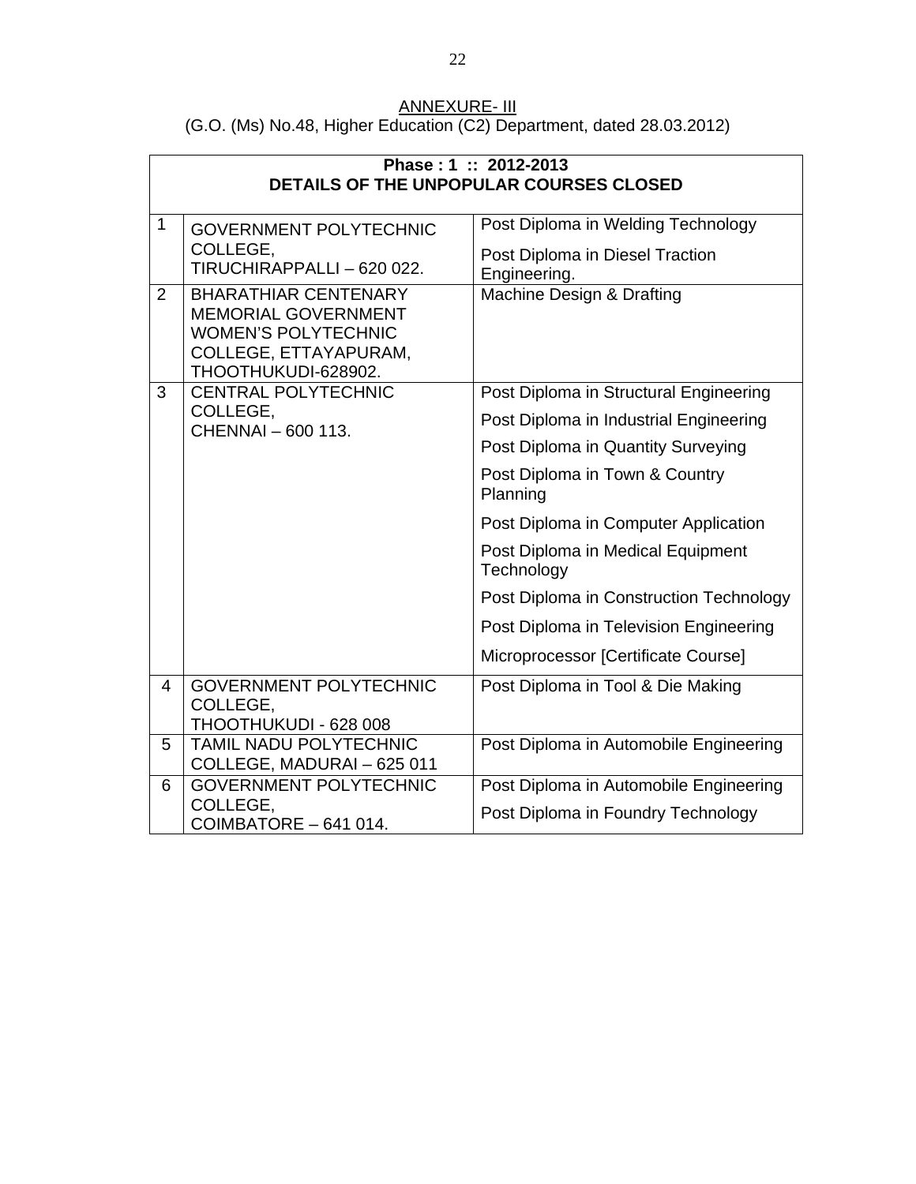ANNEXURE- III

(G.O. (Ms) No.48, Higher Education (C2) Department, dated 28.03.2012)

| **Phase : 1 :: 2012-2013**<br>**DETAILS OF THE UNPOPULAR COURSES CLOSED** | | |
|---|---|---|
| 1 | GOVERNMENT POLYTECHNIC COLLEGE, TIRUCHIRAPPALLI – 620 022. | Post Diploma in Welding Technology<br>Post Diploma in Diesel Traction Engineering. |
| 2 | BHARATHIAR CENTENARY MEMORIAL GOVERNMENT WOMEN'S POLYTECHNIC COLLEGE, ETTAYAPURAM, THOOTHUKUDI-628902. | Machine Design & Drafting |
| 3 | CENTRAL POLYTECHNIC COLLEGE, CHENNAI – 600 113. | Post Diploma in Structural Engineering<br>Post Diploma in Industrial Engineering<br>Post Diploma in Quantity Surveying<br>Post Diploma in Town & Country Planning<br>Post Diploma in Computer Application<br>Post Diploma in Medical Equipment Technology<br>Post Diploma in Construction Technology<br>Post Diploma in Television Engineering<br>Microprocessor [Certificate Course] |
| 4 | GOVERNMENT POLYTECHNIC COLLEGE, THOOTHUKUDI - 628 008 | Post Diploma in Tool & Die Making |
| 5 | TAMIL NADU POLYTECHNIC COLLEGE, MADURAI – 625 011 | Post Diploma in Automobile Engineering |
| 6 | GOVERNMENT POLYTECHNIC COLLEGE, COIMBATORE – 641 014. | Post Diploma in Automobile Engineering<br>Post Diploma in Foundry Technology |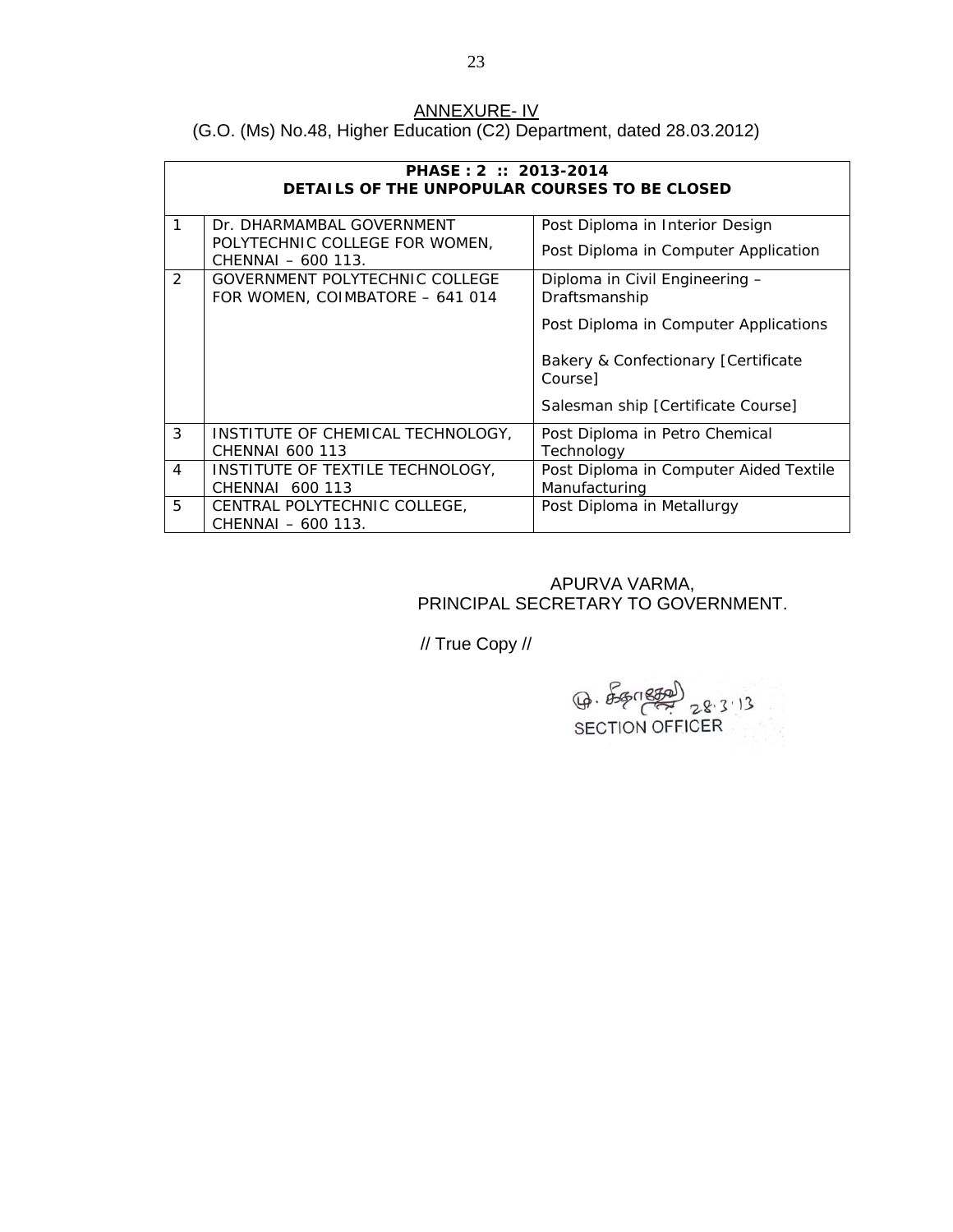# ANNEXURE- IV

(G.O. (Ms) No.48, Higher Education (C2) Department, dated 28.03.2012)

| | | |
|---|---|---|
| **PHASE : 2 :: 2013-2014**<br>**DETAILS OF THE UNPOPULAR COURSES TO BE CLOSED** | | |
| 1 | Dr. DHARMAMBAL GOVERNMENT POLYTECHNIC COLLEGE FOR WOMEN, CHENNAI – 600 113. | Post Diploma in Interior Design<br>Post Diploma in Computer Application |
| 2 | GOVERNMENT POLYTECHNIC COLLEGE FOR WOMEN, COIMBATORE – 641 014 | Diploma in Civil Engineering – Draftsmanship<br>Post Diploma in Computer Applications<br>Bakery & Confectionary [Certificate Course]<br>Salesman ship [Certificate Course] |
| 3 | INSTITUTE OF CHEMICAL TECHNOLOGY, CHENNAI 600 113 | Post Diploma in Petro Chemical Technology |
| 4 | INSTITUTE OF TEXTILE TECHNOLOGY, CHENNAI 600 113 | Post Diploma in Computer Aided Textile Manufacturing |
| 5 | CENTRAL POLYTECHNIC COLLEGE, CHENNAI – 600 113. | Post Diploma in Metallurgy |

APURVA VARMA,
PRINCIPAL SECRETARY TO GOVERNMENT.

// True Copy //

28.3.13
SECTION OFFICER